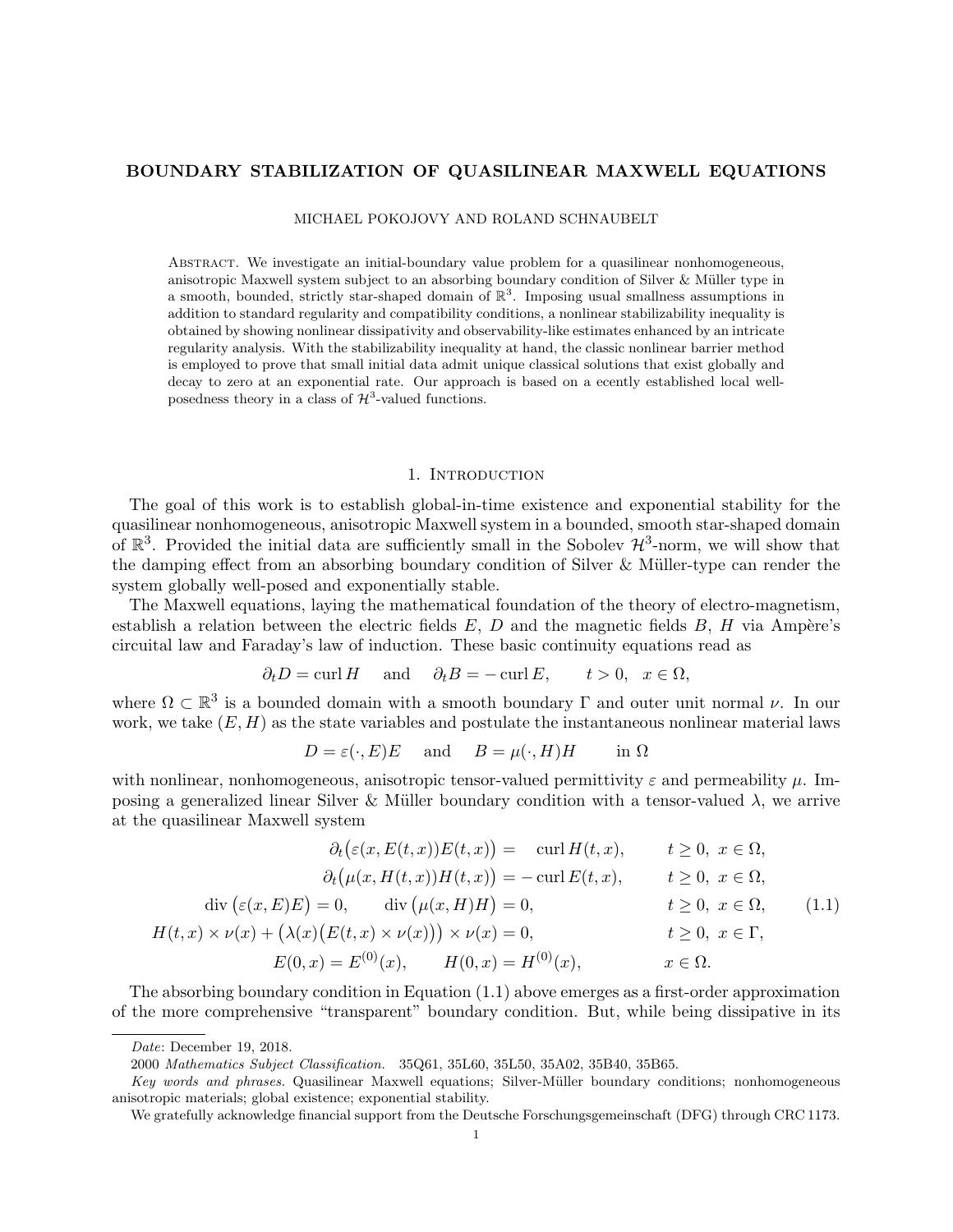# BOUNDARY STABILIZATION OF QUASILINEAR MAXWELL EQUATIONS

MICHAEL POKOJOVY AND ROLAND SCHNAUBELT

Abstract. We investigate an initial-boundary value problem for a quasilinear nonhomogeneous, anisotropic Maxwell system subject to an absorbing boundary condition of Silver & Müller type in a smooth, bounded, strictly star-shaped domain of $\mathbb{R}^3$. Imposing usual smallness assumptions in addition to standard regularity and compatibility conditions, a nonlinear stabilizability inequality is obtained by showing nonlinear dissipativity and observability-like estimates enhanced by an intricate regularity analysis. With the stabilizability inequality at hand, the classic nonlinear barrier method is employed to prove that small initial data admit unique classical solutions that exist globally and decay to zero at an exponential rate. Our approach is based on a ecently established local well-posedness theory in a class of $\mathcal{H}^3$-valued functions.

## 1. Introduction

The goal of this work is to establish global-in-time existence and exponential stability for the quasilinear nonhomogeneous, anisotropic Maxwell system in a bounded, smooth star-shaped domain of $\mathbb{R}^3$. Provided the initial data are sufficiently small in the Sobolev $\mathcal{H}^3$-norm, we will show that the damping effect from an absorbing boundary condition of Silver & Müller-type can render the system globally well-posed and exponentially stable.

The Maxwell equations, laying the mathematical foundation of the theory of electro-magnetism, establish a relation between the electric fields $E$, $D$ and the magnetic fields $B$, $H$ via Ampère's circuital law and Faraday's law of induction. These basic continuity equations read as

$$\partial_t D = \operatorname{curl} H \quad \text{and} \quad \partial_t B = -\operatorname{curl} E, \qquad t > 0, \quad x \in \Omega,$$

where $\Omega \subset \mathbb{R}^3$ is a bounded domain with a smooth boundary $\Gamma$ and outer unit normal $\nu$. In our work, we take $(E, H)$ as the state variables and postulate the instantaneous nonlinear material laws

$$D = \varepsilon(\cdot, E)E \quad \text{and} \quad B = \mu(\cdot, H)H \qquad \text{in } \Omega$$

with nonlinear, nonhomogeneous, anisotropic tensor-valued permittivity $\varepsilon$ and permeability $\mu$. Imposing a generalized linear Silver & Müller boundary condition with a tensor-valued $\lambda$, we arrive at the quasilinear Maxwell system

$$\begin{aligned}
\partial_t\big(\varepsilon(x, E(t,x))E(t,x)\big) &= \operatorname{curl} H(t,x), && t \geq 0,\ x \in \Omega, \\
\partial_t\big(\mu(x, H(t,x))H(t,x)\big) &= -\operatorname{curl} E(t,x), && t \geq 0,\ x \in \Omega, \\
\operatorname{div}\big(\varepsilon(x,E)E\big) = 0, \qquad & \operatorname{div}\big(\mu(x,H)H\big) = 0, && t \geq 0,\ x \in \Omega, \\
H(t,x) \times \nu(x) + \big(\lambda(x)\big(E(t,x) \times \nu(x)\big)\big) \times \nu(x) &= 0, && t \geq 0,\ x \in \Gamma, \\
E(0,x) = E^{(0)}(x), \qquad & H(0,x) = H^{(0)}(x), && x \in \Omega.
\end{aligned} \tag{1.1}$$

The absorbing boundary condition in Equation (1.1) above emerges as a first-order approximation of the more comprehensive "transparent" boundary condition. But, while being dissipative in its

---

*Date*: December 19, 2018.

2000 *Mathematics Subject Classification.* 35Q61, 35L60, 35L50, 35A02, 35B40, 35B65.

*Key words and phrases.* Quasilinear Maxwell equations; Silver-Müller boundary conditions; nonhomogeneous anisotropic materials; global existence; exponential stability.

We gratefully acknowledge financial support from the Deutsche Forschungsgemeinschaft (DFG) through CRC 1173.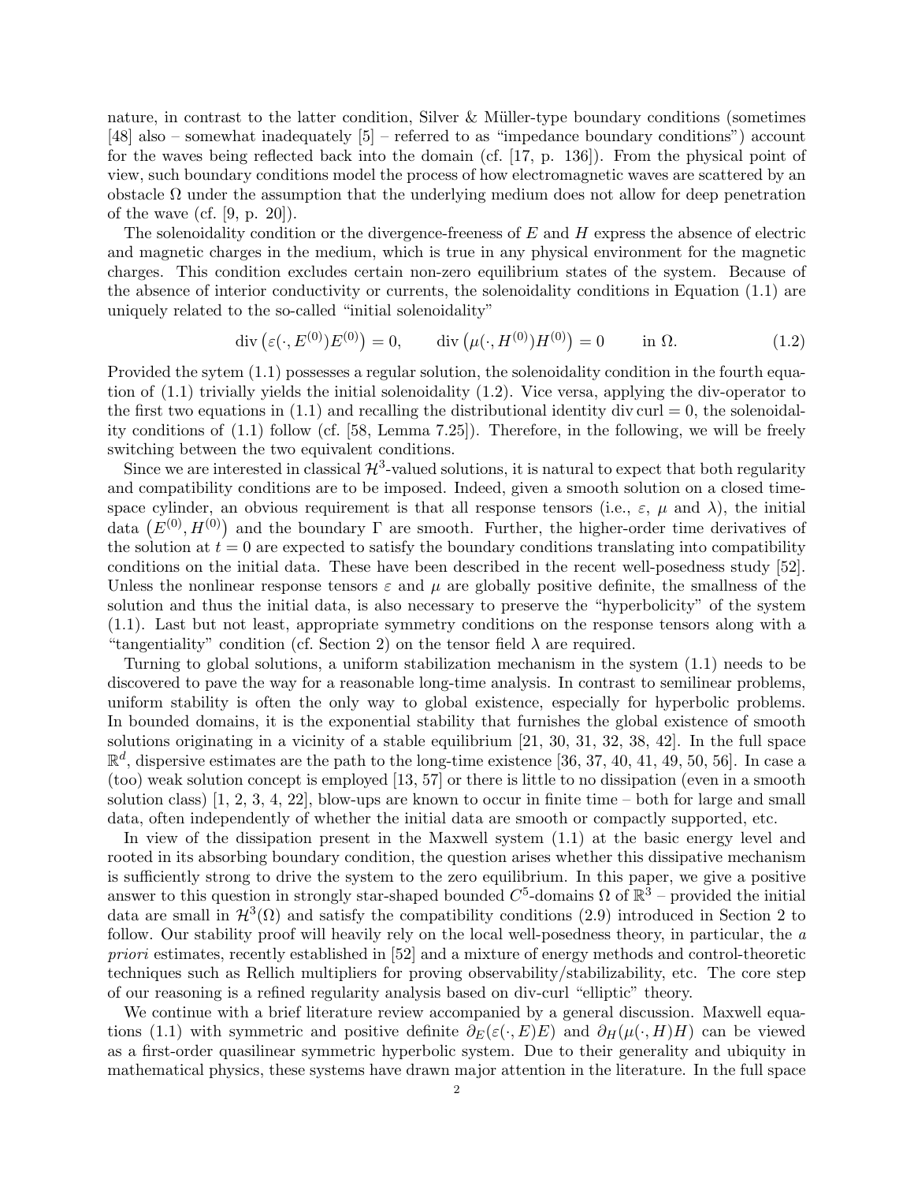nature, in contrast to the latter condition, Silver & Müller-type boundary conditions (sometimes [48] also – somewhat inadequately [5] – referred to as "impedance boundary conditions") account for the waves being reflected back into the domain (cf. [17, p. 136]). From the physical point of view, such boundary conditions model the process of how electromagnetic waves are scattered by an obstacle $\Omega$ under the assumption that the underlying medium does not allow for deep penetration of the wave (cf. [9, p. 20]).

The solenoidality condition or the divergence-freeness of $E$ and $H$ express the absence of electric and magnetic charges in the medium, which is true in any physical environment for the magnetic charges. This condition excludes certain non-zero equilibrium states of the system. Because of the absence of interior conductivity or currents, the solenoidality conditions in Equation (1.1) are uniquely related to the so-called "initial solenoidality"

$$\operatorname{div}\left(\varepsilon(\cdot, E^{(0)})E^{(0)}\right) = 0, \qquad \operatorname{div}\left(\mu(\cdot, H^{(0)})H^{(0)}\right) = 0 \qquad \text{in } \Omega. \tag{1.2}$$

Provided the sytem (1.1) possesses a regular solution, the solenoidality condition in the fourth equation of (1.1) trivially yields the initial solenoidality (1.2). Vice versa, applying the div-operator to the first two equations in (1.1) and recalling the distributional identity $\operatorname{div}\operatorname{curl} = 0$, the solenoidality conditions of (1.1) follow (cf. [58, Lemma 7.25]). Therefore, in the following, we will be freely switching between the two equivalent conditions.

Since we are interested in classical $\mathcal{H}^3$-valued solutions, it is natural to expect that both regularity and compatibility conditions are to be imposed. Indeed, given a smooth solution on a closed time-space cylinder, an obvious requirement is that all response tensors (i.e., $\varepsilon$, $\mu$ and $\lambda$), the initial data $\left(E^{(0)}, H^{(0)}\right)$ and the boundary $\Gamma$ are smooth. Further, the higher-order time derivatives of the solution at $t = 0$ are expected to satisfy the boundary conditions translating into compatibility conditions on the initial data. These have been described in the recent well-posedness study [52]. Unless the nonlinear response tensors $\varepsilon$ and $\mu$ are globally positive definite, the smallness of the solution and thus the initial data, is also necessary to preserve the "hyperbolicity" of the system (1.1). Last but not least, appropriate symmetry conditions on the response tensors along with a "tangentiality" condition (cf. Section 2) on the tensor field $\lambda$ are required.

Turning to global solutions, a uniform stabilization mechanism in the system (1.1) needs to be discovered to pave the way for a reasonable long-time analysis. In contrast to semilinear problems, uniform stability is often the only way to global existence, especially for hyperbolic problems. In bounded domains, it is the exponential stability that furnishes the global existence of smooth solutions originating in a vicinity of a stable equilibrium [21, 30, 31, 32, 38, 42]. In the full space $\mathbb{R}^d$, dispersive estimates are the path to the long-time existence [36, 37, 40, 41, 49, 50, 56]. In case a (too) weak solution concept is employed [13, 57] or there is little to no dissipation (even in a smooth solution class) [1, 2, 3, 4, 22], blow-ups are known to occur in finite time – both for large and small data, often independently of whether the initial data are smooth or compactly supported, etc.

In view of the dissipation present in the Maxwell system (1.1) at the basic energy level and rooted in its absorbing boundary condition, the question arises whether this dissipative mechanism is sufficiently strong to drive the system to the zero equilibrium. In this paper, we give a positive answer to this question in strongly star-shaped bounded $C^5$-domains $\Omega$ of $\mathbb{R}^3$ – provided the initial data are small in $\mathcal{H}^3(\Omega)$ and satisfy the compatibility conditions (2.9) introduced in Section 2 to follow. Our stability proof will heavily rely on the local well-posedness theory, in particular, the *a priori* estimates, recently established in [52] and a mixture of energy methods and control-theoretic techniques such as Rellich multipliers for proving observability/stabilizability, etc. The core step of our reasoning is a refined regularity analysis based on div-curl "elliptic" theory.

We continue with a brief literature review accompanied by a general discussion. Maxwell equations (1.1) with symmetric and positive definite $\partial_E(\varepsilon(\cdot, E)E)$ and $\partial_H(\mu(\cdot, H)H)$ can be viewed as a first-order quasilinear symmetric hyperbolic system. Due to their generality and ubiquity in mathematical physics, these systems have drawn major attention in the literature. In the full space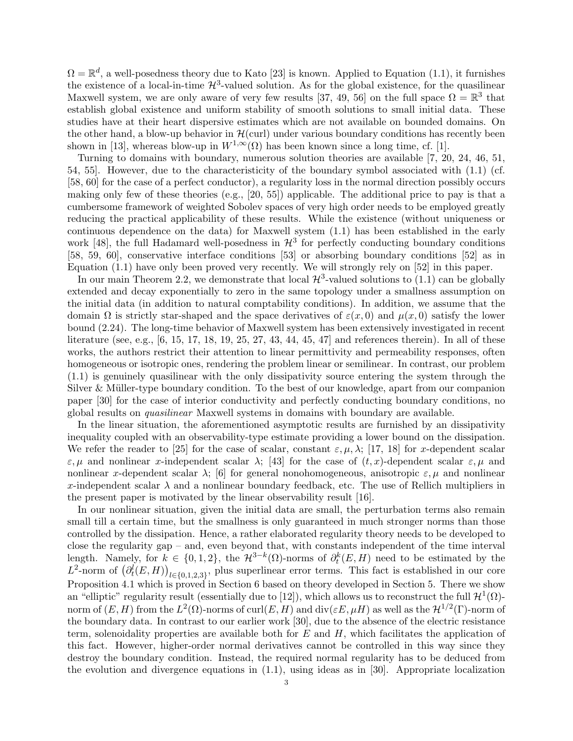$\Omega = \mathbb{R}^d$, a well-posedness theory due to Kato [23] is known. Applied to Equation (1.1), it furnishes the existence of a local-in-time $\mathcal{H}^3$-valued solution. As for the global existence, for the quasilinear Maxwell system, we are only aware of very few results [37, 49, 56] on the full space $\Omega = \mathbb{R}^3$ that establish global existence and uniform stability of smooth solutions to small initial data. These studies have at their heart dispersive estimates which are not available on bounded domains. On the other hand, a blow-up behavior in $\mathcal{H}(\mathrm{curl})$ under various boundary conditions has recently been shown in [13], whereas blow-up in $W^{1,\infty}(\Omega)$ has been known since a long time, cf. [1].

Turning to domains with boundary, numerous solution theories are available [7, 20, 24, 46, 51, 54, 55]. However, due to the characteristicity of the boundary symbol associated with (1.1) (cf. [58, 60] for the case of a perfect conductor), a regularity loss in the normal direction possibly occurs making only few of these theories (e.g., [20, 55]) applicable. The additional price to pay is that a cumbersome framework of weighted Sobolev spaces of very high order needs to be employed greatly reducing the practical applicability of these results. While the existence (without uniqueness or continuous dependence on the data) for Maxwell system (1.1) has been established in the early work [48], the full Hadamard well-posedness in $\mathcal{H}^3$ for perfectly conducting boundary conditions [58, 59, 60], conservative interface conditions [53] or absorbing boundary conditions [52] as in Equation (1.1) have only been proved very recently. We will strongly rely on [52] in this paper.

In our main Theorem 2.2, we demonstrate that local $\mathcal{H}^3$-valued solutions to (1.1) can be globally extended and decay exponentially to zero in the same topology under a smallness assumption on the initial data (in addition to natural comptability conditions). In addition, we assume that the domain $\Omega$ is strictly star-shaped and the space derivatives of $\varepsilon(x, 0)$ and $\mu(x, 0)$ satisfy the lower bound (2.24). The long-time behavior of Maxwell system has been extensively investigated in recent literature (see, e.g., [6, 15, 17, 18, 19, 25, 27, 43, 44, 45, 47] and references therein). In all of these works, the authors restrict their attention to linear permittivity and permeability responses, often homogeneous or isotropic ones, rendering the problem linear or semilinear. In contrast, our problem (1.1) is genuinely quasilinear with the only dissipativity source entering the system through the Silver & Müller-type boundary condition. To the best of our knowledge, apart from our companion paper [30] for the case of interior conductivity and perfectly conducting boundary conditions, no global results on *quasilinear* Maxwell systems in domains with boundary are available.

In the linear situation, the aforementioned asymptotic results are furnished by an dissipativity inequality coupled with an observability-type estimate providing a lower bound on the dissipation. We refer the reader to [25] for the case of scalar, constant $\varepsilon, \mu, \lambda$; [17, 18] for $x$-dependent scalar $\varepsilon, \mu$ and nonlinear $x$-independent scalar $\lambda$; [43] for the case of $(t, x)$-dependent scalar $\varepsilon, \mu$ and nonlinear $x$-dependent scalar $\lambda$; [6] for general nonohomogeneous, anisotropic $\varepsilon, \mu$ and nonlinear $x$-independent scalar $\lambda$ and a nonlinear boundary feedback, etc. The use of Rellich multipliers in the present paper is motivated by the linear observability result [16].

In our nonlinear situation, given the initial data are small, the perturbation terms also remain small till a certain time, but the smallness is only guaranteed in much stronger norms than those controlled by the dissipation. Hence, a rather elaborated regularity theory needs to be developed to close the regularity gap – and, even beyond that, with constants independent of the time interval length. Namely, for $k \in \{0, 1, 2\}$, the $\mathcal{H}^{3-k}(\Omega)$-norms of $\partial_t^k(E, H)$ need to be estimated by the $L^2$-norm of $\big(\partial_t^l(E, H)\big)_{l\in\{0,1,2,3\}}$, plus superlinear error terms. This fact is established in our core Proposition 4.1 which is proved in Section 6 based on theory developed in Section 5. There we show an "elliptic" regularity result (essentially due to [12]), which allows us to reconstruct the full $\mathcal{H}^1(\Omega)$-norm of $(E, H)$ from the $L^2(\Omega)$-norms of $\mathrm{curl}(E, H)$ and $\mathrm{div}(\varepsilon E, \mu H)$ as well as the $\mathcal{H}^{1/2}(\Gamma)$-norm of the boundary data. In contrast to our earlier work [30], due to the absence of the electric resistance term, solenoidality properties are available both for $E$ and $H$, which facilitates the application of this fact. However, higher-order normal derivatives cannot be controlled in this way since they destroy the boundary condition. Instead, the required normal regularity has to be deduced from the evolution and divergence equations in (1.1), using ideas as in [30]. Appropriate localization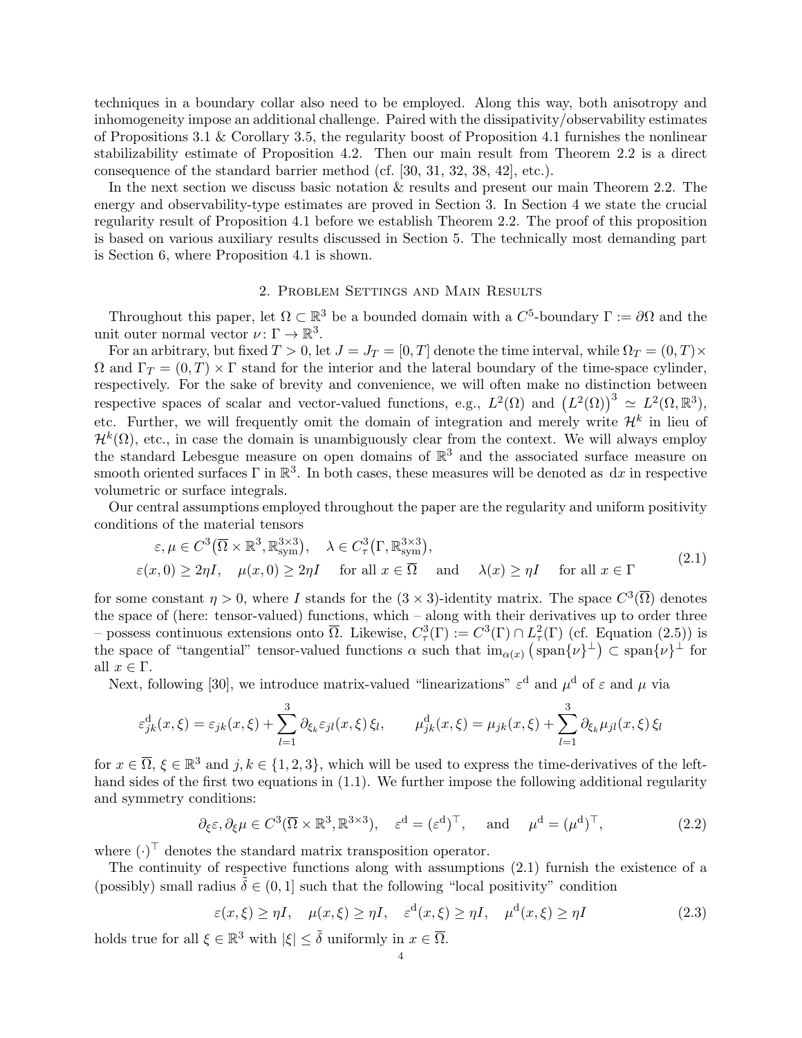techniques in a boundary collar also need to be employed. Along this way, both anisotropy and inhomogeneity impose an additional challenge. Paired with the dissipativity/observability estimates of Propositions 3.1 & Corollary 3.5, the regularity boost of Proposition 4.1 furnishes the nonlinear stabilizability estimate of Proposition 4.2. Then our main result from Theorem 2.2 is a direct consequence of the standard barrier method (cf. [30, 31, 32, 38, 42], etc.).

In the next section we discuss basic notation & results and present our main Theorem 2.2. The energy and observability-type estimates are proved in Section 3. In Section 4 we state the crucial regularity result of Proposition 4.1 before we establish Theorem 2.2. The proof of this proposition is based on various auxiliary results discussed in Section 5. The technically most demanding part is Section 6, where Proposition 4.1 is shown.

## 2. Problem Settings and Main Results

Throughout this paper, let $\Omega \subset \mathbb{R}^3$ be a bounded domain with a $C^5$-boundary $\Gamma := \partial\Omega$ and the unit outer normal vector $\nu\colon \Gamma \to \mathbb{R}^3$.

For an arbitrary, but fixed $T > 0$, let $J = J_T = [0, T]$ denote the time interval, while $\Omega_T = (0, T) \times \Omega$ and $\Gamma_T = (0, T) \times \Gamma$ stand for the interior and the lateral boundary of the time-space cylinder, respectively. For the sake of brevity and convenience, we will often make no distinction between respective spaces of scalar and vector-valued functions, e.g., $L^2(\Omega)$ and $\big(L^2(\Omega)\big)^3 \simeq L^2(\Omega, \mathbb{R}^3)$, etc. Further, we will frequently omit the domain of integration and merely write $\mathcal{H}^k$ in lieu of $\mathcal{H}^k(\Omega)$, etc., in case the domain is unambiguously clear from the context. We will always employ the standard Lebesgue measure on open domains of $\mathbb{R}^3$ and the associated surface measure on smooth oriented surfaces $\Gamma$ in $\mathbb{R}^3$. In both cases, these measures will be denoted as $\mathrm{d}x$ in respective volumetric or surface integrals.

Our central assumptions employed throughout the paper are the regularity and uniform positivity conditions of the material tensors

$$
\begin{aligned}
&\varepsilon, \mu \in C^3\big(\overline{\Omega} \times \mathbb{R}^3, \mathbb{R}^{3\times 3}_{\mathrm{sym}}\big), \quad \lambda \in C^3_\tau\big(\Gamma, \mathbb{R}^{3\times 3}_{\mathrm{sym}}\big), \\
&\varepsilon(x, 0) \geq 2\eta I, \quad \mu(x, 0) \geq 2\eta I \quad \text{ for all } x \in \overline{\Omega} \quad \text{ and } \quad \lambda(x) \geq \eta I \quad \text{ for all } x \in \Gamma
\end{aligned}
\tag{2.1}
$$

for some constant $\eta > 0$, where $I$ stands for the $(3 \times 3)$-identity matrix. The space $C^3(\overline{\Omega})$ denotes the space of (here: tensor-valued) functions, which – along with their derivatives up to order three – possess continuous extensions onto $\overline{\Omega}$. Likewise, $C^3_\tau(\Gamma) := C^3(\Gamma) \cap L^2_\tau(\Gamma)$ (cf. Equation (2.5)) is the space of "tangential" tensor-valued functions $\alpha$ such that $\mathrm{im}_{\alpha(x)}\big(\mathrm{span}\{\nu\}^\perp\big) \subset \mathrm{span}\{\nu\}^\perp$ for all $x \in \Gamma$.

Next, following [30], we introduce matrix-valued "linearizations" $\varepsilon^{\mathrm{d}}$ and $\mu^{\mathrm{d}}$ of $\varepsilon$ and $\mu$ via

$$
\varepsilon^{\mathrm{d}}_{jk}(x, \xi) = \varepsilon_{jk}(x, \xi) + \sum_{l=1}^3 \partial_{\xi_k} \varepsilon_{jl}(x, \xi)\, \xi_l, \qquad \mu^{\mathrm{d}}_{jk}(x, \xi) = \mu_{jk}(x, \xi) + \sum_{l=1}^3 \partial_{\xi_k} \mu_{jl}(x, \xi)\, \xi_l
$$

for $x \in \overline{\Omega}$, $\xi \in \mathbb{R}^3$ and $j, k \in \{1, 2, 3\}$, which will be used to express the time-derivatives of the left-hand sides of the first two equations in (1.1). We further impose the following additional regularity and symmetry conditions:

$$
\partial_\xi \varepsilon, \partial_\xi \mu \in C^3(\overline{\Omega} \times \mathbb{R}^3, \mathbb{R}^{3\times 3}), \quad \varepsilon^{\mathrm{d}} = (\varepsilon^{\mathrm{d}})^\top, \quad \text{ and } \quad \mu^{\mathrm{d}} = (\mu^{\mathrm{d}})^\top,
\tag{2.2}
$$

where $(\cdot)^\top$ denotes the standard matrix transposition operator.

The continuity of respective functions along with assumptions (2.1) furnish the existence of a (possibly) small radius $\tilde{\delta} \in (0, 1]$ such that the following "local positivity" condition

$$
\varepsilon(x, \xi) \geq \eta I, \quad \mu(x, \xi) \geq \eta I, \quad \varepsilon^{\mathrm{d}}(x, \xi) \geq \eta I, \quad \mu^{\mathrm{d}}(x, \xi) \geq \eta I
\tag{2.3}
$$

holds true for all $\xi \in \mathbb{R}^3$ with $|\xi| \leq \tilde{\delta}$ uniformly in $x \in \overline{\Omega}$.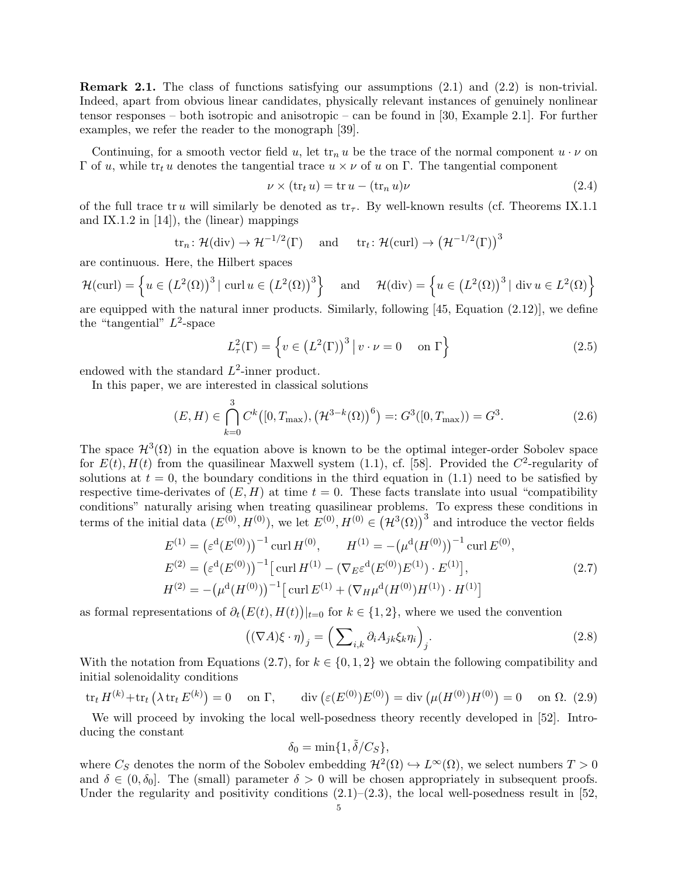**Remark 2.1.** The class of functions satisfying our assumptions (2.1) and (2.2) is non-trivial. Indeed, apart from obvious linear candidates, physically relevant instances of genuinely nonlinear tensor responses – both isotropic and anisotropic – can be found in [30, Example 2.1]. For further examples, we refer the reader to the monograph [39].

Continuing, for a smooth vector field $u$, let $\operatorname{tr}_n u$ be the trace of the normal component $u \cdot \nu$ on $\Gamma$ of $u$, while $\operatorname{tr}_t u$ denotes the tangential trace $u \times \nu$ of $u$ on $\Gamma$. The tangential component

$$\nu \times (\operatorname{tr}_t u) = \operatorname{tr} u - (\operatorname{tr}_n u)\nu \tag{2.4}$$

of the full trace $\operatorname{tr} u$ will similarly be denoted as $\operatorname{tr}_\tau$. By well-known results (cf. Theorems IX.1.1 and IX.1.2 in [14]), the (linear) mappings

$$\operatorname{tr}_n \colon \mathcal{H}(\operatorname{div}) \to \mathcal{H}^{-1/2}(\Gamma) \quad \text{ and } \quad \operatorname{tr}_t \colon \mathcal{H}(\operatorname{curl}) \to \big(\mathcal{H}^{-1/2}(\Gamma)\big)^3$$

are continuous. Here, the Hilbert spaces

$$\mathcal{H}(\operatorname{curl}) = \Big\{ u \in \big(L^2(\Omega)\big)^3 \mid \operatorname{curl} u \in \big(L^2(\Omega)\big)^3 \Big\} \quad \text{ and } \quad \mathcal{H}(\operatorname{div}) = \Big\{ u \in \big(L^2(\Omega)\big)^3 \mid \operatorname{div} u \in L^2(\Omega) \Big\}$$

are equipped with the natural inner products. Similarly, following [45, Equation (2.12)], we define the "tangential" $L^2$-space

$$L^2_\tau(\Gamma) = \Big\{ v \in \big(L^2(\Gamma)\big)^3 \,\Big|\, v \cdot \nu = 0 \quad \text{ on } \Gamma \Big\} \tag{2.5}$$

endowed with the standard $L^2$-inner product.

In this paper, we are interested in classical solutions

$$(E, H) \in \bigcap_{k=0}^{3} C^k\big([0, T_{\max}), \big(\mathcal{H}^{3-k}(\Omega)\big)^6\big) =: G^3([0, T_{\max})) = G^3. \tag{2.6}$$

The space $\mathcal{H}^3(\Omega)$ in the equation above is known to be the optimal integer-order Sobolev space for $E(t), H(t)$ from the quasilinear Maxwell system (1.1), cf. [58]. Provided the $C^2$-regularity of solutions at $t = 0$, the boundary conditions in the third equation in (1.1) need to be satisfied by respective time-derivates of $(E, H)$ at time $t = 0$. These facts translate into usual "compatibility conditions" naturally arising when treating quasilinear problems. To express these conditions in terms of the initial data $(E^{(0)}, H^{(0)})$, we let $E^{(0)}, H^{(0)} \in \big(\mathcal{H}^3(\Omega)\big)^3$ and introduce the vector fields

$$\begin{aligned}
E^{(1)} &= \big(\varepsilon^{\mathrm{d}}(E^{(0)})\big)^{-1} \operatorname{curl} H^{(0)}, \qquad H^{(1)} = -\big(\mu^{\mathrm{d}}(H^{(0)})\big)^{-1} \operatorname{curl} E^{(0)}, \\
E^{(2)} &= \big(\varepsilon^{\mathrm{d}}(E^{(0)})\big)^{-1} \big[ \operatorname{curl} H^{(1)} - (\nabla_E \varepsilon^{\mathrm{d}}(E^{(0)}) E^{(1)}) \cdot E^{(1)} \big], \\
H^{(2)} &= -\big(\mu^{\mathrm{d}}(H^{(0)})\big)^{-1} \big[ \operatorname{curl} E^{(1)} + (\nabla_H \mu^{\mathrm{d}}(H^{(0)}) H^{(1)}) \cdot H^{(1)} \big]
\end{aligned} \tag{2.7}$$

as formal representations of $\partial_t\big(E(t), H(t)\big)|_{t=0}$ for $k \in \{1, 2\}$, where we used the convention

$$\big((\nabla A)\xi \cdot \eta\big)_j = \Big( \sum\nolimits_{i,k} \partial_i A_{jk} \xi_k \eta_i \Big)_j. \tag{2.8}$$

With the notation from Equations (2.7), for $k \in \{0, 1, 2\}$ we obtain the following compatibility and initial solenoidality conditions

$$\operatorname{tr}_t H^{(k)} + \operatorname{tr}_t \big(\lambda \operatorname{tr}_t E^{(k)}\big) = 0 \quad \text{ on } \Gamma, \qquad \operatorname{div}\big(\varepsilon(E^{(0)}) E^{(0)}\big) = \operatorname{div}\big(\mu(H^{(0)}) H^{(0)}\big) = 0 \quad \text{ on } \Omega. \tag{2.9}$$

We will proceed by invoking the local well-posedness theory recently developed in [52]. Introducing the constant

$$\delta_0 = \min\{1, \tilde{\delta}/C_S\},$$

where $C_S$ denotes the norm of the Sobolev embedding $\mathcal{H}^2(\Omega) \hookrightarrow L^\infty(\Omega)$, we select numbers $T > 0$ and $\delta \in (0, \delta_0]$. The (small) parameter $\delta > 0$ will be chosen appropriately in subsequent proofs. Under the regularity and positivity conditions (2.1)–(2.3), the local well-posedness result in [52,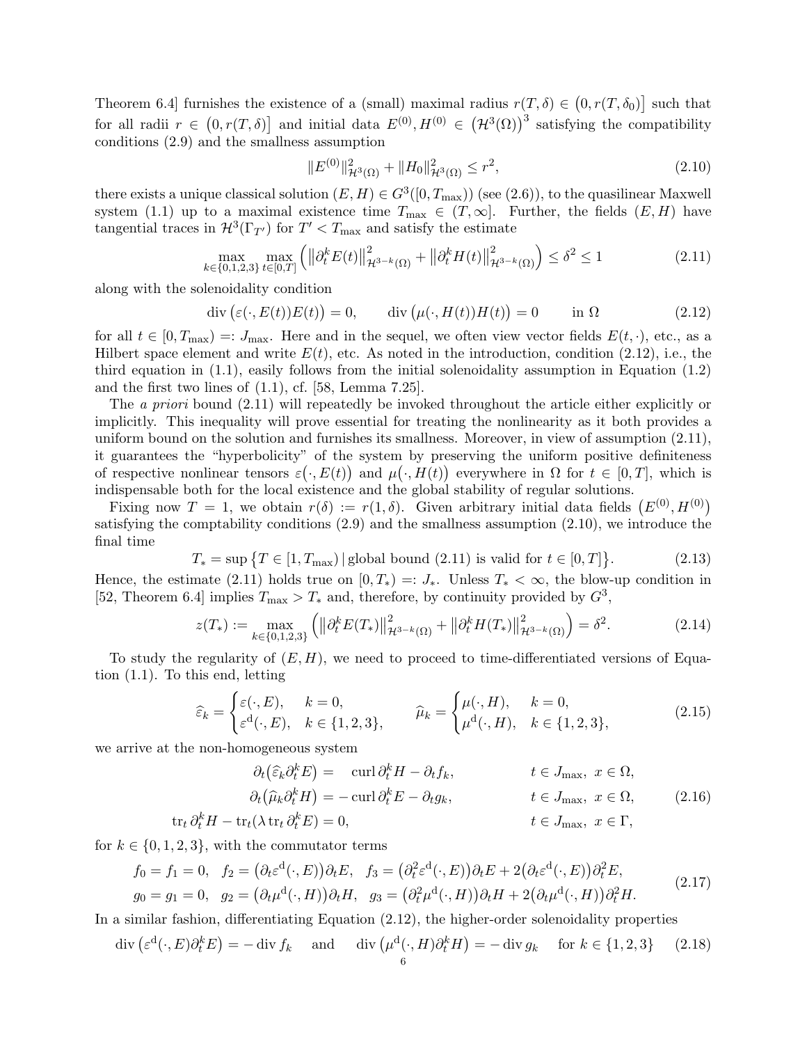Theorem 6.4] furnishes the existence of a (small) maximal radius $r(T,\delta) \in \big(0, r(T,\delta_0)\big]$ such that for all radii $r \in \big(0, r(T,\delta)\big]$ and initial data $E^{(0)}, H^{(0)} \in \big(\mathcal{H}^3(\Omega)\big)^3$ satisfying the compatibility conditions (2.9) and the smallness assumption

$$\|E^{(0)}\|^2_{\mathcal{H}^3(\Omega)} + \|H_0\|^2_{\mathcal{H}^3(\Omega)} \le r^2, \tag{2.10}$$

there exists a unique classical solution $(E,H) \in G^3([0,T_{\max}))$ (see (2.6)), to the quasilinear Maxwell system (1.1) up to a maximal existence time $T_{\max} \in (T,\infty]$. Further, the fields $(E,H)$ have tangential traces in $\mathcal{H}^3(\Gamma_{T'})$ for $T' < T_{\max}$ and satisfy the estimate

$$\max_{k\in\{0,1,2,3\}} \max_{t\in[0,T]} \Big( \big\|\partial_t^k E(t)\big\|^2_{\mathcal{H}^{3-k}(\Omega)} + \big\|\partial_t^k H(t)\big\|^2_{\mathcal{H}^{3-k}(\Omega)} \Big) \le \delta^2 \le 1 \tag{2.11}$$

along with the solenoidality condition

$$\operatorname{div}\big(\varepsilon(\cdot,E(t))E(t)\big) = 0, \qquad \operatorname{div}\big(\mu(\cdot,H(t))H(t)\big) = 0 \qquad \text{in } \Omega \tag{2.12}$$

for all $t \in [0,T_{\max}) =: J_{\max}$. Here and in the sequel, we often view vector fields $E(t,\cdot)$, etc., as a Hilbert space element and write $E(t)$, etc. As noted in the introduction, condition (2.12), i.e., the third equation in (1.1), easily follows from the initial solenoidality assumption in Equation (1.2) and the first two lines of (1.1), cf. [58, Lemma 7.25].

The *a priori* bound (2.11) will repeatedly be invoked throughout the article either explicitly or implicitly. This inequality will prove essential for treating the nonlinearity as it both provides a uniform bound on the solution and furnishes its smallness. Moreover, in view of assumption (2.11), it guarantees the "hyperbolicity" of the system by preserving the uniform positive definiteness of respective nonlinear tensors $\varepsilon\big(\cdot,E(t)\big)$ and $\mu\big(\cdot,H(t)\big)$ everywhere in $\Omega$ for $t \in [0,T]$, which is indispensable both for the local existence and the global stability of regular solutions.

Fixing now $T = 1$, we obtain $r(\delta) := r(1,\delta)$. Given arbitrary initial data fields $\big(E^{(0)}, H^{(0)}\big)$ satisfying the comptability conditions (2.9) and the smallness assumption (2.10), we introduce the final time

$$T_* = \sup\big\{T \in [1,T_{\max}) \,|\, \text{global bound (2.11) is valid for } t \in [0,T]\big\}. \tag{2.13}$$

Hence, the estimate (2.11) holds true on $[0,T_*) =: J_*$. Unless $T_* < \infty$, the blow-up condition in [52, Theorem 6.4] implies $T_{\max} > T_*$ and, therefore, by continuity provided by $G^3$,

$$z(T_*) := \max_{k\in\{0,1,2,3\}} \Big( \big\|\partial_t^k E(T_*)\big\|^2_{\mathcal{H}^{3-k}(\Omega)} + \big\|\partial_t^k H(T_*)\big\|^2_{\mathcal{H}^{3-k}(\Omega)} \Big) = \delta^2. \tag{2.14}$$

To study the regularity of $(E,H)$, we need to proceed to time-differentiated versions of Equation (1.1). To this end, letting

$$\widehat{\varepsilon}_k = \begin{cases} \varepsilon(\cdot,E), & k = 0, \\ \varepsilon^{\mathrm{d}}(\cdot,E), & k \in \{1,2,3\}, \end{cases} \qquad \widehat{\mu}_k = \begin{cases} \mu(\cdot,H), & k = 0, \\ \mu^{\mathrm{d}}(\cdot,H), & k \in \{1,2,3\}, \end{cases} \tag{2.15}$$

we arrive at the non-homogeneous system

$$\begin{aligned} \partial_t\big(\widehat{\varepsilon}_k \partial_t^k E\big) &= \quad \operatorname{curl} \partial_t^k H - \partial_t f_k, && t \in J_{\max},\ x \in \Omega, \\ \partial_t\big(\widehat{\mu}_k \partial_t^k H\big) &= -\operatorname{curl} \partial_t^k E - \partial_t g_k, && t \in J_{\max},\ x \in \Omega, \\ \operatorname{tr}_t \partial_t^k H - \operatorname{tr}_t(\lambda \operatorname{tr}_t \partial_t^k E) &= 0, && t \in J_{\max},\ x \in \Gamma, \end{aligned} \tag{2.16}$$

for $k \in \{0,1,2,3\}$, with the commutator terms

$$\begin{aligned} f_0 = f_1 = 0, \quad f_2 &= \big(\partial_t \varepsilon^{\mathrm{d}}(\cdot,E)\big)\partial_t E, \quad f_3 = \big(\partial_t^2 \varepsilon^{\mathrm{d}}(\cdot,E)\big)\partial_t E + 2\big(\partial_t \varepsilon^{\mathrm{d}}(\cdot,E)\big)\partial_t^2 E, \\ g_0 = g_1 = 0, \quad g_2 &= \big(\partial_t \mu^{\mathrm{d}}(\cdot,H)\big)\partial_t H, \quad g_3 = \big(\partial_t^2 \mu^{\mathrm{d}}(\cdot,H)\big)\partial_t H + 2\big(\partial_t \mu^{\mathrm{d}}(\cdot,H)\big)\partial_t^2 H. \end{aligned} \tag{2.17}$$

In a similar fashion, differentiating Equation (2.12), the higher-order solenoidality properties

$$\operatorname{div}\big(\varepsilon^{\mathrm{d}}(\cdot,E)\partial_t^k E\big) = -\operatorname{div} f_k \quad \text{and} \quad \operatorname{div}\big(\mu^{\mathrm{d}}(\cdot,H)\partial_t^k H\big) = -\operatorname{div} g_k \quad \text{for } k \in \{1,2,3\} \tag{2.18}$$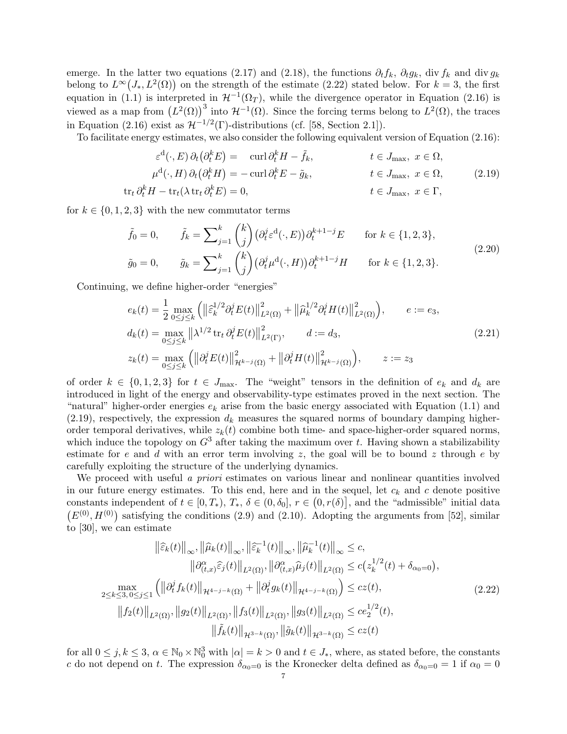emerge. In the latter two equations (2.17) and (2.18), the functions $\partial_t f_k$, $\partial_t g_k$, $\operatorname{div} f_k$ and $\operatorname{div} g_k$ belong to $L^\infty\big(J_*, L^2(\Omega)\big)$ on the strength of the estimate (2.22) stated below. For $k = 3$, the first equation in (1.1) is interpreted in $\mathcal{H}^{-1}(\Omega_T)$, while the divergence operator in Equation (2.16) is viewed as a map from $\big(L^2(\Omega)\big)^3$ into $\mathcal{H}^{-1}(\Omega)$. Since the forcing terms belong to $L^2(\Omega)$, the traces in Equation (2.16) exist as $\mathcal{H}^{-1/2}(\Gamma)$-distributions (cf. [58, Section 2.1]).

To facilitate energy estimates, we also consider the following equivalent version of Equation (2.16):

$$
\begin{aligned}
\varepsilon^{\mathrm{d}}(\cdot, E)\, \partial_t\big(\partial_t^k E\big) &= \quad \operatorname{curl} \partial_t^k H - \tilde{f}_k, && t \in J_{\max},\ x \in \Omega, \\
\mu^{\mathrm{d}}(\cdot, H)\, \partial_t\big(\partial_t^k H\big) &= -\operatorname{curl} \partial_t^k E - \tilde{g}_k, && t \in J_{\max},\ x \in \Omega, \\
\operatorname{tr}_t \partial_t^k H - \operatorname{tr}_t(\lambda \operatorname{tr}_t \partial_t^k E) &= 0, && t \in J_{\max},\ x \in \Gamma,
\end{aligned}
\tag{2.19}
$$

for $k \in \{0, 1, 2, 3\}$ with the new commutator terms

$$
\begin{aligned}
\tilde{f}_0 &= 0, \qquad \tilde{f}_k = \sum\nolimits_{j=1}^{k} \binom{k}{j} \big(\partial_t^j \varepsilon^{\mathrm{d}}(\cdot, E)\big) \partial_t^{k+1-j} E \qquad \text{for } k \in \{1, 2, 3\}, \\
\tilde{g}_0 &= 0, \qquad \tilde{g}_k = \sum\nolimits_{j=1}^{k} \binom{k}{j} \big(\partial_t^j \mu^{\mathrm{d}}(\cdot, H)\big) \partial_t^{k+1-j} H \qquad \text{for } k \in \{1, 2, 3\}.
\end{aligned}
\tag{2.20}
$$

Continuing, we define higher-order "energies"

$$
\begin{aligned}
e_k(t) &= \frac{1}{2} \max_{0 \le j \le k} \Big( \big\| \widehat{\varepsilon}_k^{1/2} \partial_t^j E(t) \big\|_{L^2(\Omega)}^2 + \big\| \widehat{\mu}_k^{1/2} \partial_t^j H(t) \big\|_{L^2(\Omega)}^2 \Big), \qquad e := e_3, \\
d_k(t) &= \max_{0 \le j \le k} \big\| \lambda^{1/2} \operatorname{tr}_t \partial_t^j E(t) \big\|_{L^2(\Gamma)}^2, \qquad d := d_3, \\
z_k(t) &= \max_{0 \le j \le k} \Big( \big\| \partial_t^j E(t) \big\|_{\mathcal{H}^{k-j}(\Omega)}^2 + \big\| \partial_t^j H(t) \big\|_{\mathcal{H}^{k-j}(\Omega)}^2 \Big), \qquad z := z_3
\end{aligned}
\tag{2.21}
$$

of order $k \in \{0, 1, 2, 3\}$ for $t \in J_{\max}$. The "weight" tensors in the definition of $e_k$ and $d_k$ are introduced in light of the energy and observability-type estimates proved in the next section. The "natural" higher-order energies $e_k$ arise from the basic energy associated with Equation (1.1) and (2.19), respectively, the expression $d_k$ measures the squared norms of boundary damping higher-order temporal derivatives, while $z_k(t)$ combine both time- and space-higher-order squared norms, which induce the topology on $G^3$ after taking the maximum over $t$. Having shown a stabilizability estimate for $e$ and $d$ with an error term involving $z$, the goal will be to bound $z$ through $e$ by carefully exploiting the structure of the underlying dynamics.

We proceed with useful *a priori* estimates on various linear and nonlinear quantities involved in our future energy estimates. To this end, here and in the sequel, let $c_k$ and $c$ denote positive constants independent of $t \in [0, T_*)$, $T_*$, $\delta \in (0, \delta_0]$, $r \in \big(0, r(\delta)\big]$, and the "admissible" initial data $\big(E^{(0)}, H^{(0)}\big)$ satisfying the conditions (2.9) and (2.10). Adopting the arguments from [52], similar to [30], we can estimate

$$
\begin{aligned}
\big\|\widehat{\varepsilon}_k(t)\big\|_\infty, \big\|\widehat{\mu}_k(t)\big\|_\infty, \big\|\widehat{\varepsilon}_k^{-1}(t)\big\|_\infty, \big\|\widehat{\mu}_k^{-1}(t)\big\|_\infty &\le c, \\
\big\|\partial_{(t,x)}^\alpha \widehat{\varepsilon}_j(t)\big\|_{L^2(\Omega)}, \big\|\partial_{(t,x)}^\alpha \widehat{\mu}_j(t)\big\|_{L^2(\Omega)} &\le c\big(z_k^{1/2}(t) + \delta_{\alpha_0 = 0}\big), \\
\max_{2 \le k \le 3,\, 0 \le j \le 1} \Big( \big\|\partial_t^j f_k(t)\big\|_{\mathcal{H}^{4-j-k}(\Omega)} + \big\|\partial_t^j g_k(t)\big\|_{\mathcal{H}^{4-j-k}(\Omega)} \Big) &\le c z(t), \\
\big\|f_2(t)\big\|_{L^2(\Omega)}, \big\|g_2(t)\big\|_{L^2(\Omega)}, \big\|f_3(t)\big\|_{L^2(\Omega)}, \big\|g_3(t)\big\|_{L^2(\Omega)} &\le c e_2^{1/2}(t), \\
\big\|\tilde{f}_k(t)\big\|_{\mathcal{H}^{3-k}(\Omega)}, \big\|\tilde{g}_k(t)\big\|_{\mathcal{H}^{3-k}(\Omega)} &\le c z(t)
\end{aligned}
\tag{2.22}
$$

for all $0 \le j, k \le 3$, $\alpha \in \mathbb{N}_0 \times \mathbb{N}_0^3$ with $|\alpha| = k > 0$ and $t \in J_*$, where, as stated before, the constants $c$ do not depend on $t$. The expression $\delta_{\alpha_0 = 0}$ is the Kronecker delta defined as $\delta_{\alpha_0 = 0} = 1$ if $\alpha_0 = 0$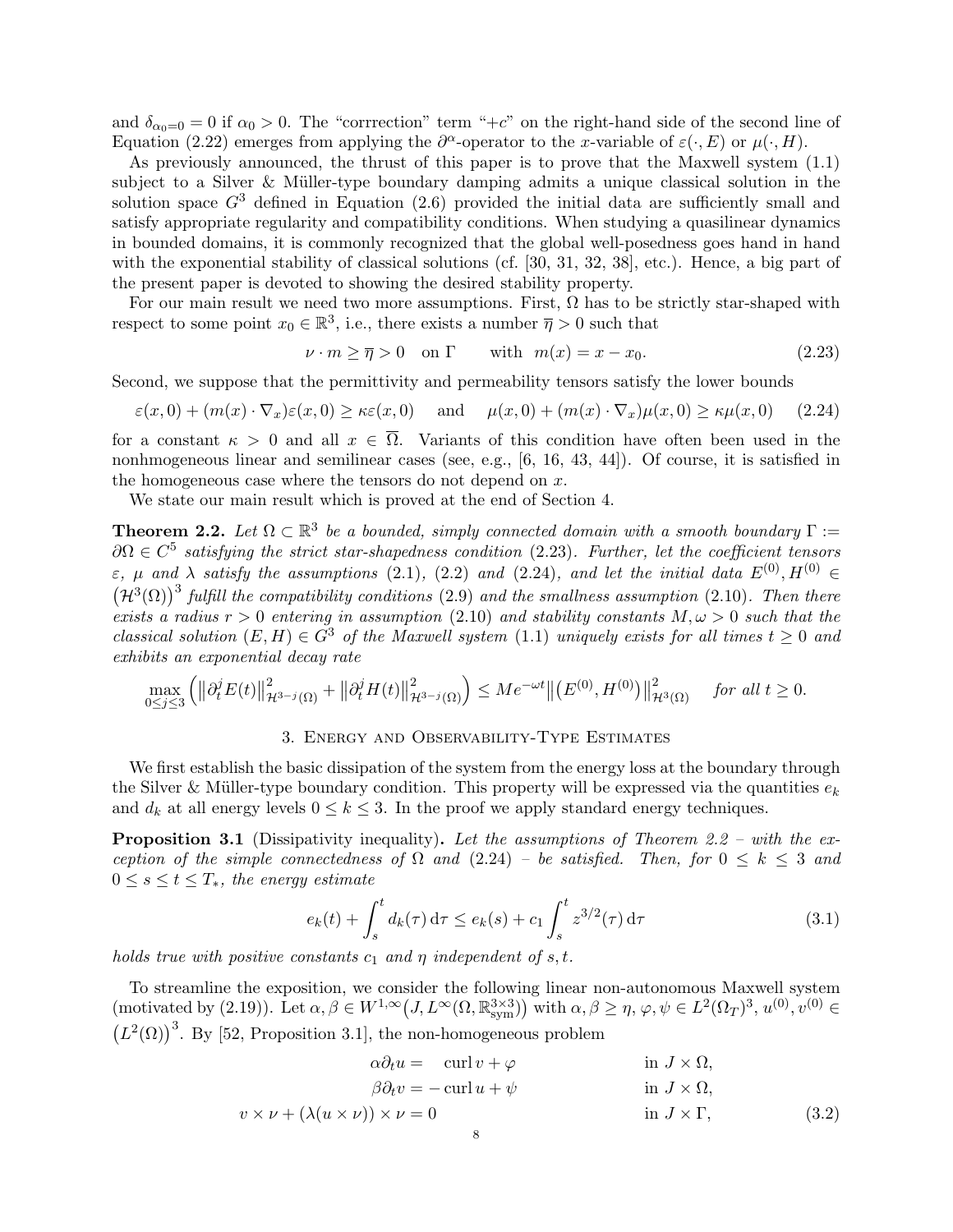and $\delta_{\alpha_0=0} = 0$ if $\alpha_0 > 0$. The "corrrection" term "$+c$" on the right-hand side of the second line of Equation (2.22) emerges from applying the $\partial^\alpha$-operator to the $x$-variable of $\varepsilon(\cdot, E)$ or $\mu(\cdot, H)$.

As previously announced, the thrust of this paper is to prove that the Maxwell system (1.1) subject to a Silver & Müller-type boundary damping admits a unique classical solution in the solution space $G^3$ defined in Equation (2.6) provided the initial data are sufficiently small and satisfy appropriate regularity and compatibility conditions. When studying a quasilinear dynamics in bounded domains, it is commonly recognized that the global well-posedness goes hand in hand with the exponential stability of classical solutions (cf. [30, 31, 32, 38], etc.). Hence, a big part of the present paper is devoted to showing the desired stability property.

For our main result we need two more assumptions. First, $\Omega$ has to be strictly star-shaped with respect to some point $x_0 \in \mathbb{R}^3$, i.e., there exists a number $\overline{\eta} > 0$ such that

$$\nu \cdot m \geq \overline{\eta} > 0 \quad \text{on } \Gamma \qquad \text{with } \; m(x) = x - x_0. \tag{2.23}$$

Second, we suppose that the permittivity and permeability tensors satisfy the lower bounds

$$\varepsilon(x,0) + (m(x)\cdot\nabla_x)\varepsilon(x,0) \geq \kappa\varepsilon(x,0) \quad \text{ and } \quad \mu(x,0) + (m(x)\cdot\nabla_x)\mu(x,0) \geq \kappa\mu(x,0) \tag{2.24}$$

for a constant $\kappa > 0$ and all $x \in \overline{\Omega}$. Variants of this condition have often been used in the nonhmogeneous linear and semilinear cases (see, e.g., [6, 16, 43, 44]). Of course, it is satisfied in the homogeneous case where the tensors do not depend on $x$.

We state our main result which is proved at the end of Section 4.

**Theorem 2.2.** *Let $\Omega \subset \mathbb{R}^3$ be a bounded, simply connected domain with a smooth boundary $\Gamma := \partial\Omega \in C^5$ satisfying the strict star-shapedness condition (2.23). Further, let the coefficient tensors $\varepsilon$, $\mu$ and $\lambda$ satisfy the assumptions (2.1), (2.2) and (2.24), and let the initial data $E^{(0)}, H^{(0)} \in \big(\mathcal{H}^3(\Omega)\big)^3$ fulfill the compatibility conditions (2.9) and the smallness assumption (2.10). Then there exists a radius $r > 0$ entering in assumption (2.10) and stability constants $M, \omega > 0$ such that the classical solution $(E, H) \in G^3$ of the Maxwell system (1.1) uniquely exists for all times $t \geq 0$ and exhibits an exponential decay rate*

$$\max_{0\leq j\leq 3}\Big(\big\|\partial_t^j E(t)\big\|^2_{\mathcal{H}^{3-j}(\Omega)} + \big\|\partial_t^j H(t)\big\|^2_{\mathcal{H}^{3-j}(\Omega)}\Big) \leq Me^{-\omega t}\big\|\big(E^{(0)}, H^{(0)}\big)\big\|^2_{\mathcal{H}^3(\Omega)} \quad \text{for all } t \geq 0.$$

## 3. Energy and Observability-Type Estimates

We first establish the basic dissipation of the system from the energy loss at the boundary through the Silver & Müller-type boundary condition. This property will be expressed via the quantities $e_k$ and $d_k$ at all energy levels $0 \leq k \leq 3$. In the proof we apply standard energy techniques.

**Proposition 3.1** (Dissipativity inequality)**.** *Let the assumptions of Theorem 2.2 – with the exception of the simple connectedness of $\Omega$ and (2.24) – be satisfied. Then, for $0 \leq k \leq 3$ and $0 \leq s \leq t \leq T_*$, the energy estimate*

$$e_k(t) + \int_s^t d_k(\tau)\,\mathrm{d}\tau \leq e_k(s) + c_1\int_s^t z^{3/2}(\tau)\,\mathrm{d}\tau \tag{3.1}$$

*holds true with positive constants $c_1$ and $\eta$ independent of $s, t$.*

To streamline the exposition, we consider the following linear non-autonomous Maxwell system (motivated by (2.19)). Let $\alpha, \beta \in W^{1,\infty}\big(J, L^\infty(\Omega, \mathbb{R}^{3\times 3}_{\mathrm{sym}})\big)$ with $\alpha, \beta \geq \eta$, $\varphi, \psi \in L^2(\Omega_T)^3$, $u^{(0)}, v^{(0)} \in \big(L^2(\Omega)\big)^3$. By [52, Proposition 3.1], the non-homogeneous problem

$$\begin{aligned}
\alpha\partial_t u &= \phantom{-}\operatorname{curl} v + \varphi && \text{in } J \times \Omega, \\
\beta\partial_t v &= -\operatorname{curl} u + \psi && \text{in } J \times \Omega, \\
v \times \nu + (\lambda(u \times \nu)) \times \nu &= 0 && \text{in } J \times \Gamma,
\end{aligned} \tag{3.2}$$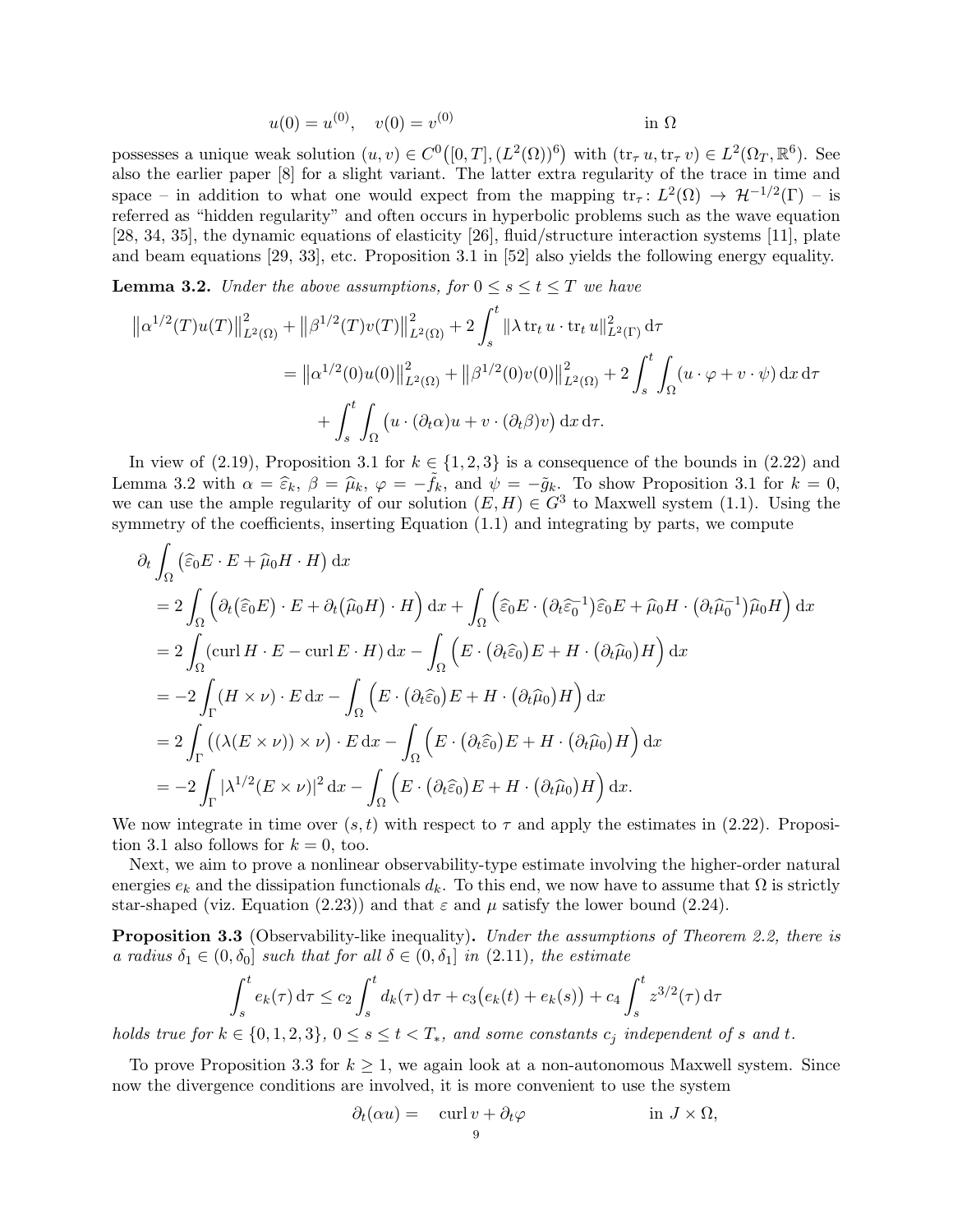$$u(0) = u^{(0)}, \quad v(0) = v^{(0)} \qquad\qquad \text{in } \Omega$$

possesses a unique weak solution $(u, v) \in C^0\big([0,T], (L^2(\Omega))^6\big)$ with $(\operatorname{tr}_\tau u, \operatorname{tr}_\tau v) \in L^2(\Omega_T, \mathbb{R}^6)$. See also the earlier paper [8] for a slight variant. The latter extra regularity of the trace in time and space – in addition to what one would expect from the mapping $\operatorname{tr}_\tau : L^2(\Omega) \to \mathcal{H}^{-1/2}(\Gamma)$ – is referred as "hidden regularity" and often occurs in hyperbolic problems such as the wave equation [28, 34, 35], the dynamic equations of elasticity [26], fluid/structure interaction systems [11], plate and beam equations [29, 33], etc. Proposition 3.1 in [52] also yields the following energy equality.

**Lemma 3.2.** *Under the above assumptions, for $0 \le s \le t \le T$ we have*

$$\begin{aligned}
&\big\|\alpha^{1/2}(T)u(T)\big\|^2_{L^2(\Omega)} + \big\|\beta^{1/2}(T)v(T)\big\|^2_{L^2(\Omega)} + 2\int_s^t \|\lambda \operatorname{tr}_t u \cdot \operatorname{tr}_t u\|^2_{L^2(\Gamma)}\,\mathrm{d}\tau \\
&\qquad = \big\|\alpha^{1/2}(0)u(0)\big\|^2_{L^2(\Omega)} + \big\|\beta^{1/2}(0)v(0)\big\|^2_{L^2(\Omega)} + 2\int_s^t\int_\Omega (u\cdot\varphi + v\cdot\psi)\,\mathrm{d}x\,\mathrm{d}\tau \\
&\qquad\quad + \int_s^t\int_\Omega \big(u\cdot(\partial_t\alpha)u + v\cdot(\partial_t\beta)v\big)\,\mathrm{d}x\,\mathrm{d}\tau.
\end{aligned}$$

In view of (2.19), Proposition 3.1 for $k \in \{1,2,3\}$ is a consequence of the bounds in (2.22) and Lemma 3.2 with $\alpha = \widehat{\varepsilon}_k$, $\beta = \widehat{\mu}_k$, $\varphi = -\tilde{f}_k$, and $\psi = -\tilde{g}_k$. To show Proposition 3.1 for $k = 0$, we can use the ample regularity of our solution $(E,H) \in G^3$ to Maxwell system (1.1). Using the symmetry of the coefficients, inserting Equation (1.1) and integrating by parts, we compute

$$\begin{aligned}
&\partial_t \int_\Omega \big(\widehat{\varepsilon}_0 E\cdot E + \widehat{\mu}_0 H\cdot H\big)\,\mathrm{d}x \\
&= 2\int_\Omega \Big(\partial_t\big(\widehat{\varepsilon}_0 E\big)\cdot E + \partial_t\big(\widehat{\mu}_0 H\big)\cdot H\Big)\,\mathrm{d}x + \int_\Omega \Big(\widehat{\varepsilon}_0 E\cdot\big(\partial_t\widehat{\varepsilon}_0^{-1}\big)\widehat{\varepsilon}_0 E + \widehat{\mu}_0 H\cdot\big(\partial_t\widehat{\mu}_0^{-1}\big)\widehat{\mu}_0 H\Big)\,\mathrm{d}x \\
&= 2\int_\Omega (\operatorname{curl} H\cdot E - \operatorname{curl} E\cdot H)\,\mathrm{d}x - \int_\Omega \Big(E\cdot\big(\partial_t\widehat{\varepsilon}_0\big)E + H\cdot\big(\partial_t\widehat{\mu}_0\big)H\Big)\,\mathrm{d}x \\
&= -2\int_\Gamma (H\times\nu)\cdot E\,\mathrm{d}x - \int_\Omega \Big(E\cdot\big(\partial_t\widehat{\varepsilon}_0\big)E + H\cdot\big(\partial_t\widehat{\mu}_0\big)H\Big)\,\mathrm{d}x \\
&= 2\int_\Gamma \big((\lambda(E\times\nu))\times\nu\big)\cdot E\,\mathrm{d}x - \int_\Omega \Big(E\cdot\big(\partial_t\widehat{\varepsilon}_0\big)E + H\cdot\big(\partial_t\widehat{\mu}_0\big)H\Big)\,\mathrm{d}x \\
&= -2\int_\Gamma |\lambda^{1/2}(E\times\nu)|^2\,\mathrm{d}x - \int_\Omega \Big(E\cdot\big(\partial_t\widehat{\varepsilon}_0\big)E + H\cdot\big(\partial_t\widehat{\mu}_0\big)H\Big)\,\mathrm{d}x.
\end{aligned}$$

We now integrate in time over $(s,t)$ with respect to $\tau$ and apply the estimates in (2.22). Proposition 3.1 also follows for $k = 0$, too.

Next, we aim to prove a nonlinear observability-type estimate involving the higher-order natural energies $e_k$ and the dissipation functionals $d_k$. To this end, we now have to assume that $\Omega$ is strictly star-shaped (viz. Equation (2.23)) and that $\varepsilon$ and $\mu$ satisfy the lower bound (2.24).

**Proposition 3.3** (Observability-like inequality)**.** *Under the assumptions of Theorem 2.2, there is a radius $\delta_1 \in (0, \delta_0]$ such that for all $\delta \in (0, \delta_1]$ in (2.11), the estimate*

$$\int_s^t e_k(\tau)\,\mathrm{d}\tau \le c_2\int_s^t d_k(\tau)\,\mathrm{d}\tau + c_3\big(e_k(t) + e_k(s)\big) + c_4\int_s^t z^{3/2}(\tau)\,\mathrm{d}\tau$$

*holds true for $k \in \{0,1,2,3\}$, $0 \le s \le t < T_*$, and some constants $c_j$ independent of $s$ and $t$.*

To prove Proposition 3.3 for $k \ge 1$, we again look at a non-autonomous Maxwell system. Since now the divergence conditions are involved, it is more convenient to use the system

$$\partial_t(\alpha u) = \quad \operatorname{curl} v + \partial_t\varphi \qquad\qquad \text{in } J\times\Omega,$$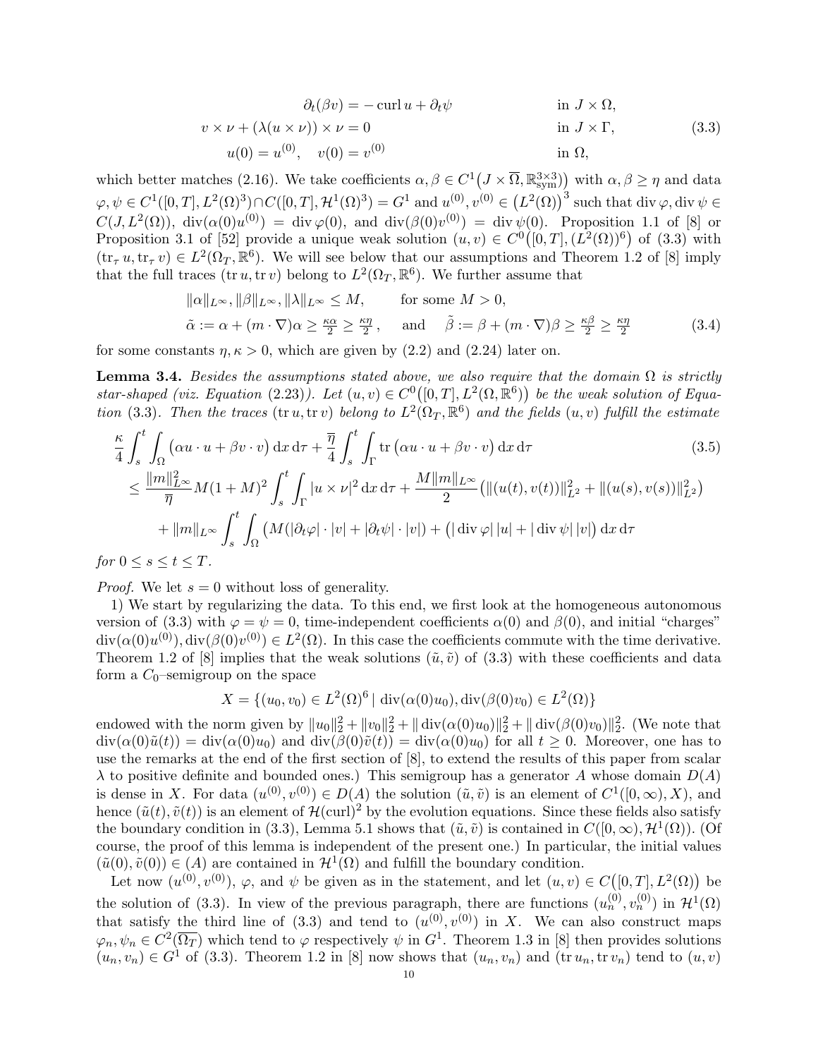$$
\begin{aligned}
\partial_t(\beta v) &= -\operatorname{curl} u + \partial_t \psi && \text{in } J \times \Omega, \\
v \times \nu + (\lambda(u \times \nu)) \times \nu &= 0 && \text{in } J \times \Gamma, \qquad (3.3)\\
u(0) = u^{(0)}, \quad v(0) &= v^{(0)} && \text{in } \Omega,
\end{aligned}
$$

which better matches (2.16). We take coefficients $\alpha, \beta \in C^1\big(J \times \overline{\Omega}, \mathbb{R}^{3\times 3}_{\text{sym}}\big)$ with $\alpha, \beta \geq \eta$ and data $\varphi, \psi \in C^1([0,T], L^2(\Omega)^3) \cap C([0,T], \mathcal{H}^1(\Omega)^3) = G^1$ and $u^{(0)}, v^{(0)} \in \big(L^2(\Omega)\big)^3$ such that $\operatorname{div}\varphi, \operatorname{div}\psi \in C(J, L^2(\Omega))$, $\operatorname{div}(\alpha(0)u^{(0)}) = \operatorname{div}\varphi(0)$, and $\operatorname{div}(\beta(0)v^{(0)}) = \operatorname{div}\psi(0)$. Proposition 1.1 of [8] or Proposition 3.1 of [52] provide a unique weak solution $(u,v) \in C^0\big([0,T], (L^2(\Omega))^6\big)$ of (3.3) with $(\operatorname{tr}_\tau u, \operatorname{tr}_\tau v) \in L^2(\Omega_T, \mathbb{R}^6)$. We will see below that our assumptions and Theorem 1.2 of [8] imply that the full traces $(\operatorname{tr} u, \operatorname{tr} v)$ belong to $L^2(\Omega_T, \mathbb{R}^6)$. We further assume that

$$
\begin{aligned}
&\|\alpha\|_{L^\infty}, \|\beta\|_{L^\infty}, \|\lambda\|_{L^\infty} \leq M, && \text{for some } M > 0,\\
&\tilde{\alpha} := \alpha + (m\cdot\nabla)\alpha \geq \tfrac{\kappa\alpha}{2} \geq \tfrac{\kappa\eta}{2}, && \text{and} \quad \tilde{\beta} := \beta + (m\cdot\nabla)\beta \geq \tfrac{\kappa\beta}{2} \geq \tfrac{\kappa\eta}{2} \qquad (3.4)
\end{aligned}
$$

for some constants $\eta, \kappa > 0$, which are given by (2.2) and (2.24) later on.

**Lemma 3.4.** *Besides the assumptions stated above, we also require that the domain $\Omega$ is strictly star-shaped (viz. Equation (2.23)). Let $(u,v) \in C^0\big([0,T], L^2(\Omega, \mathbb{R}^6)\big)$ be the weak solution of Equation (3.3). Then the traces $(\operatorname{tr} u, \operatorname{tr} v)$ belong to $L^2(\Omega_T, \mathbb{R}^6)$ and the fields $(u,v)$ fulfill the estimate*

$$
\begin{aligned}
&\frac{\kappa}{4}\int_s^t \int_\Omega \big(\alpha u\cdot u + \beta v \cdot v\big)\,\mathrm{d}x\,\mathrm{d}\tau + \frac{\overline{\eta}}{4}\int_s^t\int_\Gamma \operatorname{tr}\big(\alpha u\cdot u + \beta v\cdot v\big)\,\mathrm{d}x\,\mathrm{d}\tau \qquad (3.5)\\
&\leq \frac{\|m\|_{L^\infty}^2}{\overline{\eta}} M(1+M)^2 \int_s^t\int_\Gamma |u\times \nu|^2\,\mathrm{d}x\,\mathrm{d}\tau + \frac{M\|m\|_{L^\infty}}{2}\big(\|(u(t),v(t))\|_{L^2}^2 + \|(u(s),v(s))\|_{L^2}^2\big)\\
&\quad + \|m\|_{L^\infty}\int_s^t\int_\Omega \big(M(|\partial_t\varphi|\cdot|v| + |\partial_t\psi|\cdot|v|) + \big(|\operatorname{div}\varphi|\,|u| + |\operatorname{div}\psi|\,|v|\big)\,\mathrm{d}x\,\mathrm{d}\tau
\end{aligned}
$$

*for $0 \leq s \leq t \leq T$.*

*Proof.* We let $s = 0$ without loss of generality.

1) We start by regularizing the data. To this end, we first look at the homogeneous autonomous version of (3.3) with $\varphi = \psi = 0$, time-independent coefficients $\alpha(0)$ and $\beta(0)$, and initial "charges" $\operatorname{div}(\alpha(0)u^{(0)}), \operatorname{div}(\beta(0)v^{(0)}) \in L^2(\Omega)$. In this case the coefficients commute with the time derivative. Theorem 1.2 of [8] implies that the weak solutions $(\tilde{u}, \tilde{v})$ of (3.3) with these coefficients and data form a $C_0$–semigroup on the space

$$
X = \{(u_0, v_0) \in L^2(\Omega)^6 \mid \operatorname{div}(\alpha(0)u_0), \operatorname{div}(\beta(0)v_0) \in L^2(\Omega)\}
$$

endowed with the norm given by $\|u_0\|_2^2 + \|v_0\|_2^2 + \|\operatorname{div}(\alpha(0)u_0)\|_2^2 + \|\operatorname{div}(\beta(0)v_0)\|_2^2$. (We note that $\operatorname{div}(\alpha(0)\tilde{u}(t)) = \operatorname{div}(\alpha(0)u_0)$ and $\operatorname{div}(\beta(0)\tilde{v}(t)) = \operatorname{div}(\alpha(0)u_0)$ for all $t \geq 0$. Moreover, one has to use the remarks at the end of the first section of [8], to extend the results of this paper from scalar $\lambda$ to positive definite and bounded ones.) This semigroup has a generator $A$ whose domain $D(A)$ is dense in $X$. For data $(u^{(0)}, v^{(0)}) \in D(A)$ the solution $(\tilde{u}, \tilde{v})$ is an element of $C^1([0,\infty), X)$, and hence $(\tilde{u}(t), \tilde{v}(t))$ is an element of $\mathcal{H}(\operatorname{curl})^2$ by the evolution equations. Since these fields also satisfy the boundary condition in (3.3), Lemma 5.1 shows that $(\tilde{u}, \tilde{v})$ is contained in $C([0,\infty), \mathcal{H}^1(\Omega))$. (Of course, the proof of this lemma is independent of the present one.) In particular, the initial values $(\tilde{u}(0), \tilde{v}(0)) \in (A)$ are contained in $\mathcal{H}^1(\Omega)$ and fulfill the boundary condition.

Let now $(u^{(0)}, v^{(0)})$, $\varphi$, and $\psi$ be given as in the statement, and let $(u,v) \in C\big([0,T], L^2(\Omega)\big)$ be the solution of (3.3). In view of the previous paragraph, there are functions $(u_n^{(0)}, v_n^{(0)})$ in $\mathcal{H}^1(\Omega)$ that satisfy the third line of (3.3) and tend to $(u^{(0)}, v^{(0)})$ in $X$. We can also construct maps $\varphi_n, \psi_n \in C^2(\overline{\Omega_T})$ which tend to $\varphi$ respectively $\psi$ in $G^1$. Theorem 1.3 in [8] then provides solutions $(u_n, v_n) \in G^1$ of (3.3). Theorem 1.2 in [8] now shows that $(u_n, v_n)$ and $(\operatorname{tr} u_n, \operatorname{tr} v_n)$ tend to $(u,v)$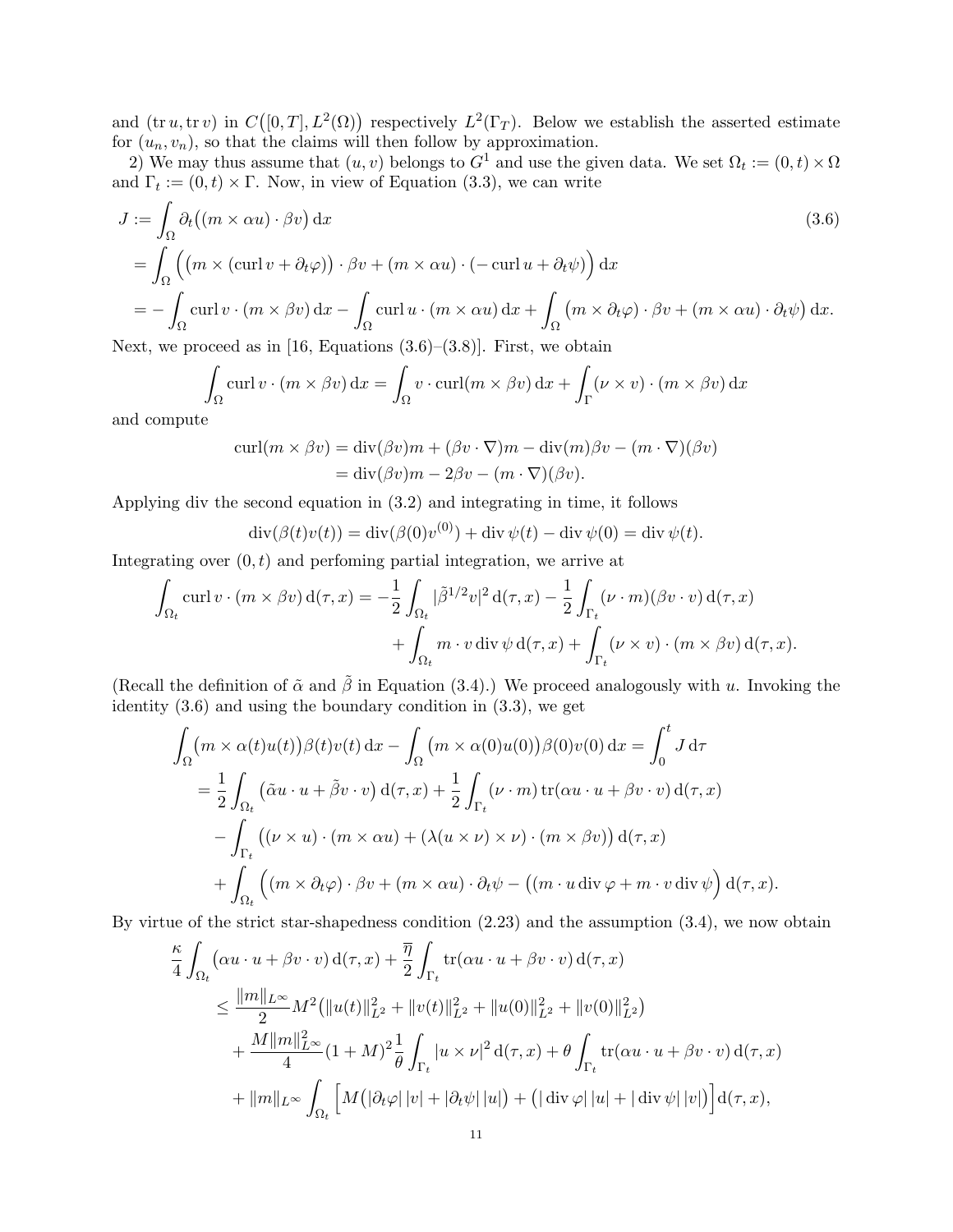and $(\operatorname{tr} u, \operatorname{tr} v)$ in $C([0,T], L^2(\Omega))$ respectively $L^2(\Gamma_T)$. Below we establish the asserted estimate for $(u_n, v_n)$, so that the claims will then follow by approximation.

2) We may thus assume that $(u,v)$ belongs to $G^1$ and use the given data. We set $\Omega_t := (0,t)\times\Omega$ and $\Gamma_t := (0,t)\times\Gamma$. Now, in view of Equation (3.3), we can write

$$
\begin{aligned}
J &:= \int_\Omega \partial_t\big((m\times \alpha u)\cdot \beta v\big)\,\mathrm{d}x \qquad\qquad (3.6)\\
&= \int_\Omega \Big(\big(m\times(\operatorname{curl} v + \partial_t\varphi)\big)\cdot \beta v + (m\times \alpha u)\cdot(-\operatorname{curl} u + \partial_t \psi)\Big)\,\mathrm{d}x\\
&= -\int_\Omega \operatorname{curl} v\cdot(m\times \beta v)\,\mathrm{d}x - \int_\Omega \operatorname{curl} u\cdot (m\times\alpha u)\,\mathrm{d}x + \int_\Omega \big(m\times \partial_t\varphi)\cdot\beta v + (m\times \alpha u)\cdot \partial_t\psi\big)\,\mathrm{d}x.
\end{aligned}
$$

Next, we proceed as in [16, Equations (3.6)–(3.8)]. First, we obtain

$$
\int_\Omega \operatorname{curl} v\cdot(m\times\beta v)\,\mathrm{d}x = \int_\Omega v\cdot \operatorname{curl}(m\times \beta v)\,\mathrm{d}x + \int_\Gamma (\nu\times v)\cdot(m\times\beta v)\,\mathrm{d}x
$$

and compute

$$
\begin{aligned}
\operatorname{curl}(m\times\beta v) &= \operatorname{div}(\beta v) m + (\beta v\cdot\nabla)m - \operatorname{div}(m)\beta v - (m\cdot \nabla)(\beta v)\\
&= \operatorname{div}(\beta v)m - 2\beta v - (m\cdot\nabla)(\beta v).
\end{aligned}
$$

Applying div the second equation in (3.2) and integrating in time, it follows

$$
\operatorname{div}(\beta(t)v(t)) = \operatorname{div}(\beta(0)v^{(0)}) + \operatorname{div}\psi(t) - \operatorname{div}\psi(0) = \operatorname{div}\psi(t).
$$

Integrating over $(0,t)$ and perfoming partial integration, we arrive at

$$
\begin{aligned}
\int_{\Omega_t} \operatorname{curl} v\cdot(m\times \beta v)\,\mathrm{d}(\tau,x) = &-\frac12\int_{\Omega_t} |\tilde\beta^{1/2} v|^2\,\mathrm{d}(\tau,x) - \frac12\int_{\Gamma_t}(\nu\cdot m)(\beta v\cdot v)\,\mathrm{d}(\tau,x)\\
&+\int_{\Omega_t} m\cdot v \operatorname{div}\psi\,\mathrm{d}(\tau,x) + \int_{\Gamma_t}(\nu\times v)\cdot(m\times \beta v)\,\mathrm{d}(\tau,x).
\end{aligned}
$$

(Recall the definition of $\tilde\alpha$ and $\tilde\beta$ in Equation (3.4).) We proceed analogously with $u$. Invoking the identity (3.6) and using the boundary condition in (3.3), we get

$$
\begin{aligned}
\int_\Omega &\big(m\times \alpha(t)u(t)\big)\beta(t)v(t)\,\mathrm{d}x - \int_\Omega\big(m\times\alpha(0)u(0)\big)\beta(0)v(0)\,\mathrm{d}x = \int_0^t J\,\mathrm{d}\tau\\
&= \frac12\int_{\Omega_t}\big(\tilde\alpha u\cdot u + \tilde\beta v\cdot v\big)\,\mathrm{d}(\tau,x) + \frac12\int_{\Gamma_t}(\nu\cdot m)\operatorname{tr}(\alpha u\cdot u + \beta v\cdot v)\,\mathrm{d}(\tau,x)\\
&\quad -\int_{\Gamma_t}\big((\nu\times u)\cdot(m\times \alpha u) + (\lambda(u\times\nu)\times\nu)\cdot(m\times\beta v)\big)\,\mathrm{d}(\tau,x)\\
&\quad +\int_{\Omega_t}\Big((m\times\partial_t\varphi)\cdot\beta v + (m\times\alpha u)\cdot\partial_t\psi - \big((m\cdot u\operatorname{div}\varphi + m\cdot v\operatorname{div}\psi\Big)\,\mathrm{d}(\tau,x).
\end{aligned}
$$

By virtue of the strict star-shapedness condition (2.23) and the assumption (3.4), we now obtain

$$
\begin{aligned}
\frac{\kappa}{4}&\int_{\Omega_t}\big(\alpha u\cdot u + \beta v\cdot v\big)\,\mathrm{d}(\tau,x) + \frac{\overline{\eta}}{2}\int_{\Gamma_t}\operatorname{tr}(\alpha u\cdot u + \beta v\cdot v)\,\mathrm{d}(\tau,x)\\
&\le \frac{\|m\|_{L^\infty}}{2}M^2\big(\|u(t)\|_{L^2}^2 + \|v(t)\|_{L^2}^2 + \|u(0)\|_{L^2}^2 + \|v(0)\|_{L^2}^2\big)\\
&\quad + \frac{M\|m\|_{L^\infty}^2}{4}(1+M)^2\frac1\theta\int_{\Gamma_t}|u\times\nu|^2\,\mathrm{d}(\tau,x) + \theta\int_{\Gamma_t}\operatorname{tr}(\alpha u\cdot u + \beta v\cdot v)\,\mathrm{d}(\tau,x)\\
&\quad + \|m\|_{L^\infty}\int_{\Omega_t}\Big[M\big(|\partial_t\varphi|\,|v| + |\partial_t\psi|\,|u|\big) + \big(|\operatorname{div}\varphi|\,|u| + |\operatorname{div}\psi|\,|v|\big)\Big]\,\mathrm{d}(\tau,x),
\end{aligned}
$$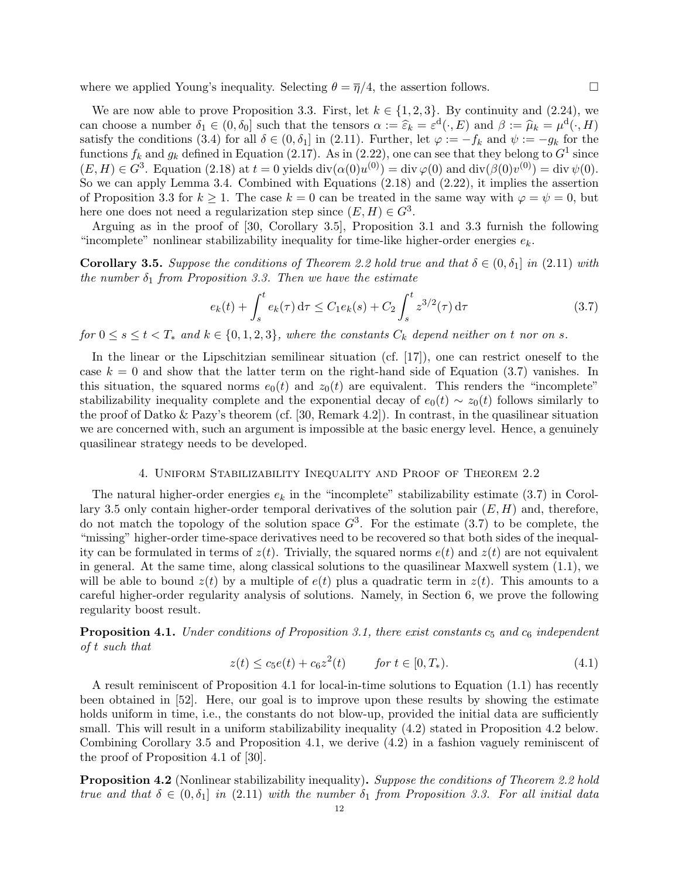where we applied Young's inequality. Selecting $\theta = \overline{\eta}/4$, the assertion follows. $\square$

We are now able to prove Proposition 3.3. First, let $k \in \{1, 2, 3\}$. By continuity and (2.24), we can choose a number $\delta_1 \in (0, \delta_0]$ such that the tensors $\alpha := \widehat{\varepsilon}_k = \varepsilon^{\mathrm{d}}(\cdot, E)$ and $\beta := \widehat{\mu}_k = \mu^{\mathrm{d}}(\cdot, H)$ satisfy the conditions (3.4) for all $\delta \in (0, \delta_1]$ in (2.11). Further, let $\varphi := -f_k$ and $\psi := -g_k$ for the functions $f_k$ and $g_k$ defined in Equation (2.17). As in (2.22), one can see that they belong to $G^1$ since $(E, H) \in G^3$. Equation (2.18) at $t = 0$ yields $\operatorname{div}(\alpha(0)u^{(0)}) = \operatorname{div} \varphi(0)$ and $\operatorname{div}(\beta(0)v^{(0)}) = \operatorname{div} \psi(0)$. So we can apply Lemma 3.4. Combined with Equations (2.18) and (2.22), it implies the assertion of Proposition 3.3 for $k \geq 1$. The case $k = 0$ can be treated in the same way with $\varphi = \psi = 0$, but here one does not need a regularization step since $(E, H) \in G^3$.

Arguing as in the proof of [30, Corollary 3.5], Proposition 3.1 and 3.3 furnish the following "incomplete" nonlinear stabilizability inequality for time-like higher-order energies $e_k$.

**Corollary 3.5.** *Suppose the conditions of Theorem 2.2 hold true and that $\delta \in (0, \delta_1]$ in (2.11) with the number $\delta_1$ from Proposition 3.3. Then we have the estimate*

$$e_k(t) + \int_s^t e_k(\tau)\,\mathrm{d}\tau \leq C_1 e_k(s) + C_2 \int_s^t z^{3/2}(\tau)\,\mathrm{d}\tau \tag{3.7}$$

*for $0 \leq s \leq t < T_*$ and $k \in \{0, 1, 2, 3\}$, where the constants $C_k$ depend neither on $t$ nor on $s$.*

In the linear or the Lipschitzian semilinear situation (cf. [17]), one can restrict oneself to the case $k = 0$ and show that the latter term on the right-hand side of Equation (3.7) vanishes. In this situation, the squared norms $e_0(t)$ and $z_0(t)$ are equivalent. This renders the "incomplete" stabilizability inequality complete and the exponential decay of $e_0(t) \sim z_0(t)$ follows similarly to the proof of Datko & Pazy's theorem (cf. [30, Remark 4.2]). In contrast, in the quasilinear situation we are concerned with, such an argument is impossible at the basic energy level. Hence, a genuinely quasilinear strategy needs to be developed.

## 4. Uniform Stabilizability Inequality and Proof of Theorem 2.2

The natural higher-order energies $e_k$ in the "incomplete" stabilizability estimate (3.7) in Corollary 3.5 only contain higher-order temporal derivatives of the solution pair $(E, H)$ and, therefore, do not match the topology of the solution space $G^3$. For the estimate (3.7) to be complete, the "missing" higher-order time-space derivatives need to be recovered so that both sides of the inequality can be formulated in terms of $z(t)$. Trivially, the squared norms $e(t)$ and $z(t)$ are not equivalent in general. At the same time, along classical solutions to the quasilinear Maxwell system (1.1), we will be able to bound $z(t)$ by a multiple of $e(t)$ plus a quadratic term in $z(t)$. This amounts to a careful higher-order regularity analysis of solutions. Namely, in Section 6, we prove the following regularity boost result.

**Proposition 4.1.** *Under conditions of Proposition 3.1, there exist constants $c_5$ and $c_6$ independent of $t$ such that*

$$z(t) \leq c_5 e(t) + c_6 z^2(t) \qquad \textit{for } t \in [0, T_*). \tag{4.1}$$

A result reminiscent of Proposition 4.1 for local-in-time solutions to Equation (1.1) has recently been obtained in [52]. Here, our goal is to improve upon these results by showing the estimate holds uniform in time, i.e., the constants do not blow-up, provided the initial data are sufficiently small. This will result in a uniform stabilizability inequality (4.2) stated in Proposition 4.2 below. Combining Corollary 3.5 and Proposition 4.1, we derive (4.2) in a fashion vaguely reminiscent of the proof of Proposition 4.1 of [30].

**Proposition 4.2** (Nonlinear stabilizability inequality)**.** *Suppose the conditions of Theorem 2.2 hold true and that $\delta \in (0, \delta_1]$ in (2.11) with the number $\delta_1$ from Proposition 3.3. For all initial data*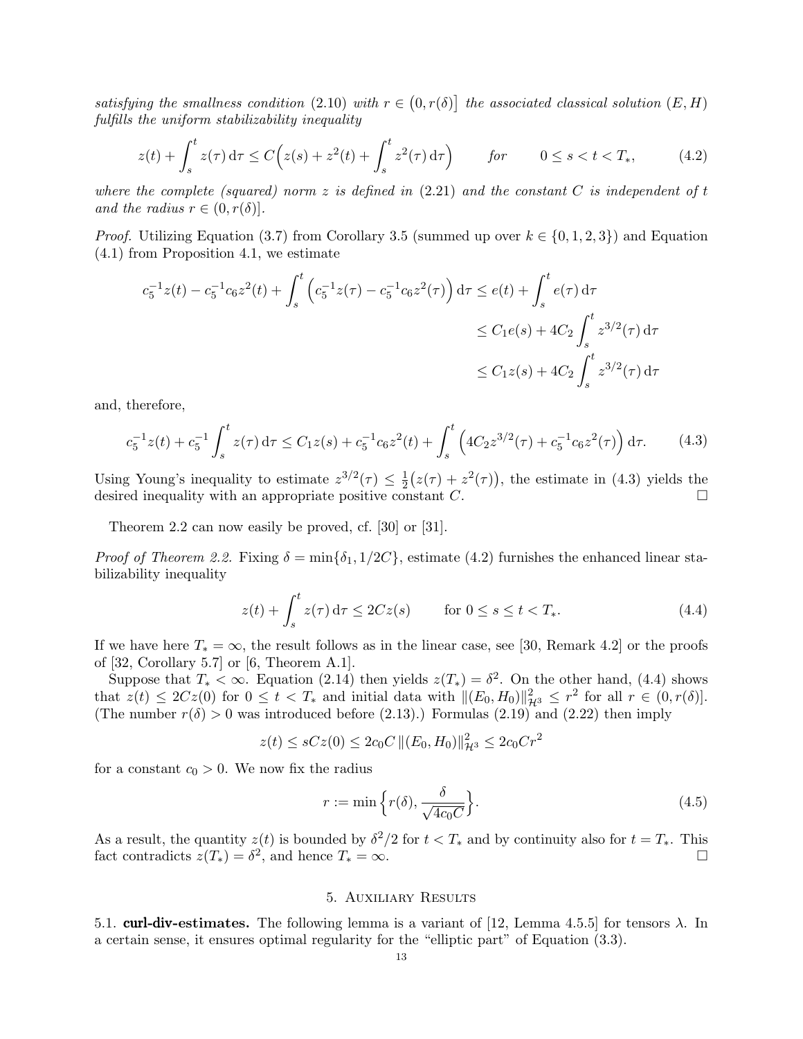*satisfying the smallness condition* (2.10) *with* $r \in \big(0, r(\delta)\big]$ *the associated classical solution* $(E, H)$ *fulfills the uniform stabilizability inequality*

$$z(t) + \int_s^t z(\tau)\,\mathrm{d}\tau \le C\Big(z(s) + z^2(t) + \int_s^t z^2(\tau)\,\mathrm{d}\tau\Big) \qquad \textit{for} \qquad 0 \le s < t < T_*, \tag{4.2}$$

*where the complete (squared) norm* $z$ *is defined in* (2.21) *and the constant* $C$ *is independent of* $t$ *and the radius* $r \in (0, r(\delta)]$.

*Proof.* Utilizing Equation (3.7) from Corollary 3.5 (summed up over $k \in \{0, 1, 2, 3\}$) and Equation (4.1) from Proposition 4.1, we estimate

$$\begin{aligned}
c_5^{-1} z(t) - c_5^{-1} c_6 z^2(t) + \int_s^t \Big(c_5^{-1} z(\tau) - c_5^{-1} c_6 z^2(\tau)\Big)\,\mathrm{d}\tau &\le e(t) + \int_s^t e(\tau)\,\mathrm{d}\tau \\
&\le C_1 e(s) + 4C_2 \int_s^t z^{3/2}(\tau)\,\mathrm{d}\tau \\
&\le C_1 z(s) + 4C_2 \int_s^t z^{3/2}(\tau)\,\mathrm{d}\tau
\end{aligned}$$

and, therefore,

$$c_5^{-1} z(t) + c_5^{-1} \int_s^t z(\tau)\,\mathrm{d}\tau \le C_1 z(s) + c_5^{-1} c_6 z^2(t) + \int_s^t \Big(4C_2 z^{3/2}(\tau) + c_5^{-1} c_6 z^2(\tau)\Big)\,\mathrm{d}\tau. \tag{4.3}$$

Using Young's inequality to estimate $z^{3/2}(\tau) \le \frac{1}{2}\big(z(\tau) + z^2(\tau)\big)$, the estimate in (4.3) yields the desired inequality with an appropriate positive constant $C$. $\square$

Theorem 2.2 can now easily be proved, cf. [30] or [31].

*Proof of Theorem 2.2.* Fixing $\delta = \min\{\delta_1, 1/2C\}$, estimate (4.2) furnishes the enhanced linear stabilizability inequality

$$z(t) + \int_s^t z(\tau)\,\mathrm{d}\tau \le 2C z(s) \qquad \text{for } 0 \le s \le t < T_*. \tag{4.4}$$

If we have here $T_* = \infty$, the result follows as in the linear case, see [30, Remark 4.2] or the proofs of [32, Corollary 5.7] or [6, Theorem A.1].

Suppose that $T_* < \infty$. Equation (2.14) then yields $z(T_*) = \delta^2$. On the other hand, (4.4) shows that $z(t) \le 2Cz(0)$ for $0 \le t < T_*$ and initial data with $\|(E_0, H_0)\|_{\mathcal{H}^3}^2 \le r^2$ for all $r \in (0, r(\delta)]$. (The number $r(\delta) > 0$ was introduced before (2.13).) Formulas (2.19) and (2.22) then imply

$$z(t) \le sCz(0) \le 2c_0 C \, \|(E_0, H_0)\|_{\mathcal{H}^3}^2 \le 2c_0 C r^2$$

for a constant $c_0 > 0$. We now fix the radius

$$r := \min\Big\{r(\delta), \frac{\delta}{\sqrt{4c_0 C}}\Big\}. \tag{4.5}$$

As a result, the quantity $z(t)$ is bounded by $\delta^2/2$ for $t < T_*$ and by continuity also for $t = T_*$. This fact contradicts $z(T_*) = \delta^2$, and hence $T_* = \infty$. $\square$

## 5. Auxiliary Results

5.1. **curl-div-estimates.** The following lemma is a variant of [12, Lemma 4.5.5] for tensors $\lambda$. In a certain sense, it ensures optimal regularity for the "elliptic part" of Equation (3.3).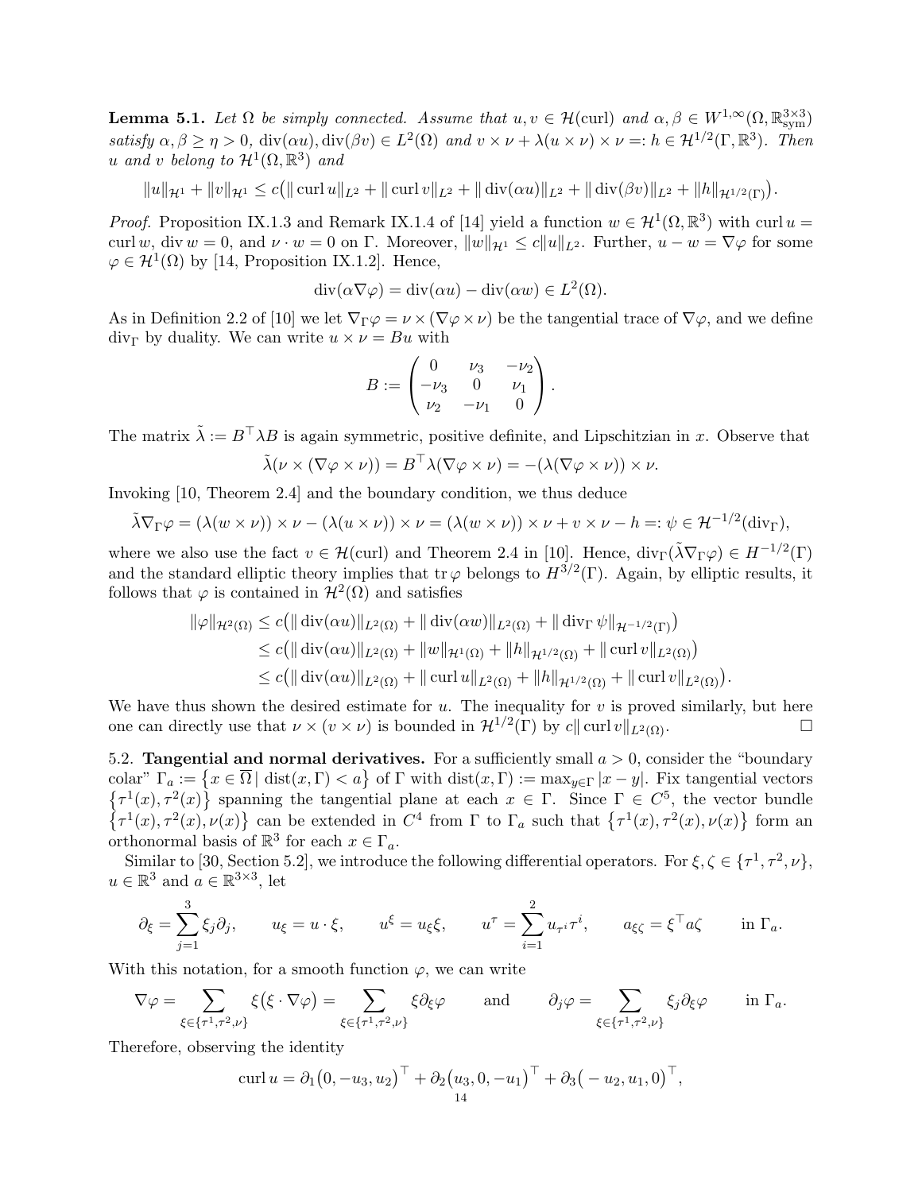**Lemma 5.1.** *Let $\Omega$ be simply connected. Assume that $u, v \in \mathcal{H}(\operatorname{curl})$ and $\alpha, \beta \in W^{1,\infty}(\Omega, \mathbb{R}^{3\times 3}_{\mathrm{sym}})$ satisfy $\alpha, \beta \geq \eta > 0$, $\operatorname{div}(\alpha u), \operatorname{div}(\beta v) \in L^2(\Omega)$ and $v \times \nu + \lambda(u \times \nu) \times \nu =: h \in \mathcal{H}^{1/2}(\Gamma, \mathbb{R}^3)$. Then $u$ and $v$ belong to $\mathcal{H}^1(\Omega, \mathbb{R}^3)$ and*

$$\|u\|_{\mathcal{H}^1} + \|v\|_{\mathcal{H}^1} \leq c\big(\|\operatorname{curl} u\|_{L^2} + \|\operatorname{curl} v\|_{L^2} + \|\operatorname{div}(\alpha u)\|_{L^2} + \|\operatorname{div}(\beta v)\|_{L^2} + \|h\|_{\mathcal{H}^{1/2}(\Gamma)}\big).$$

*Proof.* Proposition IX.1.3 and Remark IX.1.4 of [14] yield a function $w \in \mathcal{H}^1(\Omega, \mathbb{R}^3)$ with $\operatorname{curl} u = \operatorname{curl} w$, $\operatorname{div} w = 0$, and $\nu \cdot w = 0$ on $\Gamma$. Moreover, $\|w\|_{\mathcal{H}^1} \leq c\|u\|_{L^2}$. Further, $u - w = \nabla \varphi$ for some $\varphi \in \mathcal{H}^1(\Omega)$ by [14, Proposition IX.1.2]. Hence,

$$\operatorname{div}(\alpha \nabla \varphi) = \operatorname{div}(\alpha u) - \operatorname{div}(\alpha w) \in L^2(\Omega).$$

As in Definition 2.2 of [10] we let $\nabla_\Gamma \varphi = \nu \times (\nabla \varphi \times \nu)$ be the tangential trace of $\nabla \varphi$, and we define $\operatorname{div}_\Gamma$ by duality. We can write $u \times \nu = Bu$ with

$$B := \begin{pmatrix} 0 & \nu_3 & -\nu_2 \\ -\nu_3 & 0 & \nu_1 \\ \nu_2 & -\nu_1 & 0 \end{pmatrix}.$$

The matrix $\tilde{\lambda} := B^\top \lambda B$ is again symmetric, positive definite, and Lipschitzian in $x$. Observe that

$$\tilde{\lambda}(\nu \times (\nabla \varphi \times \nu)) = B^\top \lambda (\nabla \varphi \times \nu) = -(\lambda(\nabla \varphi \times \nu)) \times \nu.$$

Invoking [10, Theorem 2.4] and the boundary condition, we thus deduce

$$\tilde{\lambda} \nabla_\Gamma \varphi = (\lambda(w \times \nu)) \times \nu - (\lambda(u \times \nu)) \times \nu = (\lambda(w \times \nu)) \times \nu + v \times \nu - h =: \psi \in \mathcal{H}^{-1/2}(\operatorname{div}_\Gamma),$$

where we also use the fact $v \in \mathcal{H}(\operatorname{curl})$ and Theorem 2.4 in [10]. Hence, $\operatorname{div}_\Gamma(\tilde{\lambda} \nabla_\Gamma \varphi) \in H^{-1/2}(\Gamma)$ and the standard elliptic theory implies that $\operatorname{tr} \varphi$ belongs to $H^{3/2}(\Gamma)$. Again, by elliptic results, it follows that $\varphi$ is contained in $\mathcal{H}^2(\Omega)$ and satisfies

$$\begin{aligned}
\|\varphi\|_{\mathcal{H}^2(\Omega)} &\leq c\big(\|\operatorname{div}(\alpha u)\|_{L^2(\Omega)} + \|\operatorname{div}(\alpha w)\|_{L^2(\Omega)} + \|\operatorname{div}_\Gamma \psi\|_{\mathcal{H}^{-1/2}(\Gamma)}\big) \\
&\leq c\big(\|\operatorname{div}(\alpha u)\|_{L^2(\Omega)} + \|w\|_{\mathcal{H}^1(\Omega)} + \|h\|_{\mathcal{H}^{1/2}(\Omega)} + \|\operatorname{curl} v\|_{L^2(\Omega)}\big) \\
&\leq c\big(\|\operatorname{div}(\alpha u)\|_{L^2(\Omega)} + \|\operatorname{curl} u\|_{L^2(\Omega)} + \|h\|_{\mathcal{H}^{1/2}(\Omega)} + \|\operatorname{curl} v\|_{L^2(\Omega)}\big).
\end{aligned}$$

We have thus shown the desired estimate for $u$. The inequality for $v$ is proved similarly, but here one can directly use that $\nu \times (v \times \nu)$ is bounded in $\mathcal{H}^{1/2}(\Gamma)$ by $c\|\operatorname{curl} v\|_{L^2(\Omega)}$. $\square$

5.2. **Tangential and normal derivatives.** For a sufficiently small $a > 0$, consider the "boundary colar" $\Gamma_a := \{x \in \overline{\Omega} \mid \operatorname{dist}(x, \Gamma) < a\}$ of $\Gamma$ with $\operatorname{dist}(x, \Gamma) := \max_{y \in \Gamma} |x - y|$. Fix tangential vectors $\{\tau^1(x), \tau^2(x)\}$ spanning the tangential plane at each $x \in \Gamma$. Since $\Gamma \in C^5$, the vector bundle $\{\tau^1(x), \tau^2(x), \nu(x)\}$ can be extended in $C^4$ from $\Gamma$ to $\Gamma_a$ such that $\{\tau^1(x), \tau^2(x), \nu(x)\}$ form an orthonormal basis of $\mathbb{R}^3$ for each $x \in \Gamma_a$.

Similar to [30, Section 5.2], we introduce the following differential operators. For $\xi, \zeta \in \{\tau^1, \tau^2, \nu\}$, $u \in \mathbb{R}^3$ and $a \in \mathbb{R}^{3\times 3}$, let

$$\partial_\xi = \sum_{j=1}^3 \xi_j \partial_j, \qquad u_\xi = u \cdot \xi, \qquad u^\xi = u_\xi \xi, \qquad u^\tau = \sum_{i=1}^2 u_{\tau^i} \tau^i, \qquad a_{\xi\zeta} = \xi^\top a \zeta \qquad \text{in } \Gamma_a.$$

With this notation, for a smooth function $\varphi$, we can write

$$\nabla \varphi = \sum_{\xi \in \{\tau^1, \tau^2, \nu\}} \xi(\xi \cdot \nabla \varphi) = \sum_{\xi \in \{\tau^1, \tau^2, \nu\}} \xi \partial_\xi \varphi \qquad \text{and} \qquad \partial_j \varphi = \sum_{\xi \in \{\tau^1, \tau^2, \nu\}} \xi_j \partial_\xi \varphi \qquad \text{in } \Gamma_a.$$

Therefore, observing the identity

$$\operatorname{curl} u = \partial_1(0, -u_3, u_2)^\top + \partial_2(u_3, 0, -u_1)^\top + \partial_3(-u_2, u_1, 0)^\top,$$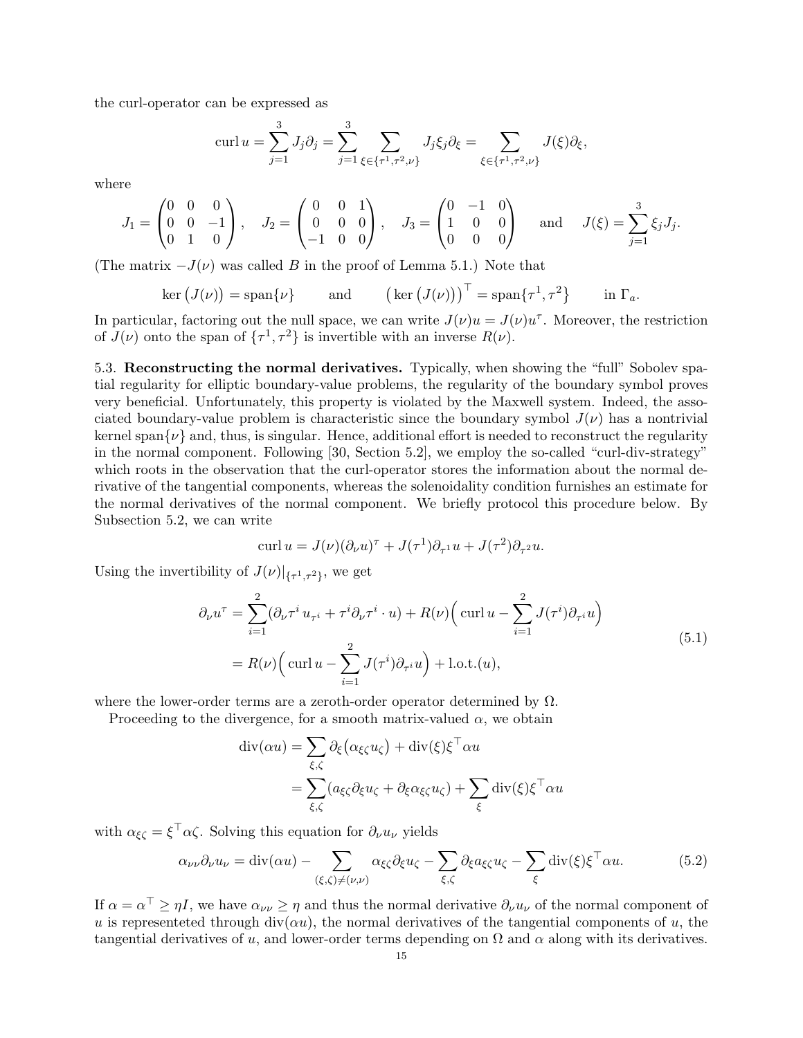the curl-operator can be expressed as

$$\operatorname{curl} u = \sum_{j=1}^{3} J_j \partial_j = \sum_{j=1}^{3} \sum_{\xi \in \{\tau^1, \tau^2, \nu\}} J_j \xi_j \partial_\xi = \sum_{\xi \in \{\tau^1, \tau^2, \nu\}} J(\xi) \partial_\xi,$$

where

$$J_1 = \begin{pmatrix} 0 & 0 & 0 \\ 0 & 0 & -1 \\ 0 & 1 & 0 \end{pmatrix}, \quad J_2 = \begin{pmatrix} 0 & 0 & 1 \\ 0 & 0 & 0 \\ -1 & 0 & 0 \end{pmatrix}, \quad J_3 = \begin{pmatrix} 0 & -1 & 0 \\ 1 & 0 & 0 \\ 0 & 0 & 0 \end{pmatrix} \quad \text{and} \quad J(\xi) = \sum_{j=1}^{3} \xi_j J_j.$$

(The matrix $-J(\nu)$ was called $B$ in the proof of Lemma 5.1.) Note that

$$\ker\big(J(\nu)\big) = \operatorname{span}\{\nu\} \qquad \text{and} \qquad \big(\ker\big(J(\nu)\big)\big)^\top = \operatorname{span}\{\tau^1, \tau^2\} \qquad \text{in } \Gamma_a.$$

In particular, factoring out the null space, we can write $J(\nu)u = J(\nu)u^\tau$. Moreover, the restriction of $J(\nu)$ onto the span of $\{\tau^1, \tau^2\}$ is invertible with an inverse $R(\nu)$.

5.3. **Reconstructing the normal derivatives.** Typically, when showing the "full" Sobolev spatial regularity for elliptic boundary-value problems, the regularity of the boundary symbol proves very beneficial. Unfortunately, this property is violated by the Maxwell system. Indeed, the associated boundary-value problem is characteristic since the boundary symbol $J(\nu)$ has a nontrivial kernel $\operatorname{span}\{\nu\}$ and, thus, is singular. Hence, additional effort is needed to reconstruct the regularity in the normal component. Following [30, Section 5.2], we employ the so-called "curl-div-strategy" which roots in the observation that the curl-operator stores the information about the normal derivative of the tangential components, whereas the solenoidality condition furnishes an estimate for the normal derivatives of the normal component. We briefly protocol this procedure below. By Subsection 5.2, we can write

$$\operatorname{curl} u = J(\nu)(\partial_\nu u)^\tau + J(\tau^1)\partial_{\tau^1} u + J(\tau^2)\partial_{\tau^2} u.$$

Using the invertibility of $J(\nu)|_{\{\tau^1, \tau^2\}}$, we get

$$\begin{aligned} \partial_\nu u^\tau &= \sum_{i=1}^{2} (\partial_\nu \tau^i \, u_{\tau^i} + \tau^i \partial_\nu \tau^i \cdot u) + R(\nu)\Big(\operatorname{curl} u - \sum_{i=1}^{2} J(\tau^i)\partial_{\tau^i} u\Big) \\ &= R(\nu)\Big(\operatorname{curl} u - \sum_{i=1}^{2} J(\tau^i)\partial_{\tau^i} u\Big) + \text{l.o.t.}(u), \end{aligned} \tag{5.1}$$

where the lower-order terms are a zeroth-order operator determined by $\Omega$.

Proceeding to the divergence, for a smooth matrix-valued $\alpha$, we obtain

$$\begin{aligned} \operatorname{div}(\alpha u) &= \sum_{\xi, \zeta} \partial_\xi\big(\alpha_{\xi\zeta} u_\zeta\big) + \operatorname{div}(\xi)\xi^\top \alpha u \\ &= \sum_{\xi, \zeta} (a_{\xi\zeta} \partial_\xi u_\zeta + \partial_\xi \alpha_{\xi\zeta} u_\zeta) + \sum_{\xi} \operatorname{div}(\xi)\xi^\top \alpha u \end{aligned}$$

with $\alpha_{\xi\zeta} = \xi^\top \alpha \zeta$. Solving this equation for $\partial_\nu u_\nu$ yields

$$\alpha_{\nu\nu} \partial_\nu u_\nu = \operatorname{div}(\alpha u) - \sum_{(\xi, \zeta) \neq (\nu, \nu)} \alpha_{\xi\zeta} \partial_\xi u_\zeta - \sum_{\xi, \zeta} \partial_\xi a_{\xi\zeta} u_\zeta - \sum_{\xi} \operatorname{div}(\xi) \xi^\top \alpha u. \tag{5.2}$$

If $\alpha = \alpha^\top \geq \eta I$, we have $\alpha_{\nu\nu} \geq \eta$ and thus the normal derivative $\partial_\nu u_\nu$ of the normal component of $u$ is representeted through $\operatorname{div}(\alpha u)$, the normal derivatives of the tangential components of $u$, the tangential derivatives of $u$, and lower-order terms depending on $\Omega$ and $\alpha$ along with its derivatives.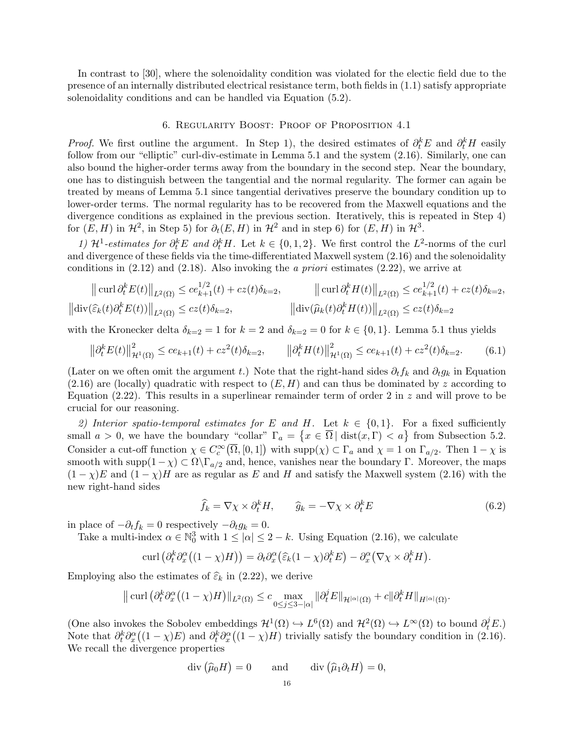In contrast to [30], where the solenoidality condition was violated for the electic field due to the presence of an internally distributed electrical resistance term, both fields in (1.1) satisfy appropriate solenoidality conditions and can be handled via Equation (5.2).

## 6. Regularity Boost: Proof of Proposition 4.1

*Proof.* We first outline the argument. In Step 1), the desired estimates of $\partial_t^k E$ and $\partial_t^k H$ easily follow from our "elliptic" curl-div-estimate in Lemma 5.1 and the system (2.16). Similarly, one can also bound the higher-order terms away from the boundary in the second step. Near the boundary, one has to distinguish between the tangential and the normal regularity. The former can again be treated by means of Lemma 5.1 since tangential derivatives preserve the boundary condition up to lower-order terms. The normal regularity has to be recovered from the Maxwell equations and the divergence conditions as explained in the previous section. Iteratively, this is repeated in Step 4) for $(E, H)$ in $\mathcal{H}^2$, in Step 5) for $\partial_t(E, H)$ in $\mathcal{H}^2$ and in step 6) for $(E, H)$ in $\mathcal{H}^3$.

*1) $\mathcal{H}^1$-estimates for $\partial_t^k E$ and $\partial_t^k H$.* Let $k \in \{0, 1, 2\}$. We first control the $L^2$-norms of the curl and divergence of these fields via the time-differentiated Maxwell system (2.16) and the solenoidality conditions in (2.12) and (2.18). Also invoking the *a priori* estimates (2.22), we arrive at

$$
\begin{aligned}
&\big\|\operatorname{curl}\partial_t^k E(t)\big\|_{L^2(\Omega)} \le c e_{k+1}^{1/2}(t) + c z(t)\delta_{k=2}, &&\big\|\operatorname{curl}\partial_t^k H(t)\big\|_{L^2(\Omega)} \le c e_{k+1}^{1/2}(t) + c z(t)\delta_{k=2},\\
&\big\|\operatorname{div}(\widehat{\varepsilon}_k(t)\partial_t^k E(t))\big\|_{L^2(\Omega)} \le c z(t)\delta_{k=2}, &&\big\|\operatorname{div}(\widehat{\mu}_k(t)\partial_t^k H(t))\big\|_{L^2(\Omega)} \le c z(t)\delta_{k=2}
\end{aligned}
$$

with the Kronecker delta $\delta_{k=2} = 1$ for $k = 2$ and $\delta_{k=2} = 0$ for $k \in \{0, 1\}$. Lemma 5.1 thus yields

$$
\big\|\partial_t^k E(t)\big\|_{\mathcal{H}^1(\Omega)}^2 \le c e_{k+1}(t) + c z^2(t)\delta_{k=2}, \qquad \big\|\partial_t^k H(t)\big\|_{\mathcal{H}^1(\Omega)}^2 \le c e_{k+1}(t) + c z^2(t)\delta_{k=2}. \tag{6.1}
$$

(Later on we often omit the argument $t$.) Note that the right-hand sides $\partial_t f_k$ and $\partial_t g_k$ in Equation (2.16) are (locally) quadratic with respect to $(E, H)$ and can thus be dominated by $z$ according to Equation (2.22). This results in a superlinear remainder term of order 2 in $z$ and will prove to be crucial for our reasoning.

*2) Interior spatio-temporal estimates for $E$ and $H$.* Let $k \in \{0, 1\}$. For a fixed sufficiently small $a > 0$, we have the boundary "collar" $\Gamma_a = \big\{x \in \overline{\Omega} \,|\, \operatorname{dist}(x, \Gamma) < a\big\}$ from Subsection 5.2. Consider a cut-off function $\chi \in C_c^\infty\big(\overline{\Omega}, [0, 1]\big)$ with $\operatorname{supp}(\chi) \subset \Gamma_a$ and $\chi = 1$ on $\Gamma_{a/2}$. Then $1 - \chi$ is smooth with $\operatorname{supp}(1 - \chi) \subset \Omega \backslash \Gamma_{a/2}$ and, hence, vanishes near the boundary $\Gamma$. Moreover, the maps $(1 - \chi)E$ and $(1 - \chi)H$ are as regular as $E$ and $H$ and satisfy the Maxwell system (2.16) with the new right-hand sides

$$
\widehat{f}_k = \nabla\chi \times \partial_t^k H, \qquad \widehat{g}_k = -\nabla\chi \times \partial_t^k E \tag{6.2}
$$

in place of $-\partial_t f_k = 0$ respectively $-\partial_t g_k = 0$.

Take a multi-index $\alpha \in \mathbb{N}_0^3$ with $1 \le |\alpha| \le 2 - k$. Using Equation (2.16), we calculate

$$
\operatorname{curl}\big(\partial_t^k \partial_x^\alpha\big((1 - \chi)H\big)\big) = \partial_t \partial_x^\alpha\big(\widehat{\varepsilon}_k (1 - \chi)\partial_t^k E\big) - \partial_x^\alpha\big(\nabla\chi \times \partial_t^k H\big).
$$

Employing also the estimates of $\widehat{\varepsilon}_k$ in (2.22), we derive

$$
\big\|\operatorname{curl}\big(\partial_t^k \partial_x^\alpha\big((1 - \chi)H\big)\big\|_{L^2(\Omega)} \le c \max_{0 \le j \le 3 - |\alpha|} \|\partial_t^j E\|_{\mathcal{H}^{|\alpha|}(\Omega)} + c\|\partial_t^k H\|_{H^{|\alpha|}(\Omega)}.
$$

(One also invokes the Sobolev embeddings $\mathcal{H}^1(\Omega) \hookrightarrow L^6(\Omega)$ and $\mathcal{H}^2(\Omega) \hookrightarrow L^\infty(\Omega)$ to bound $\partial_t^j E$.) Note that $\partial_t^k \partial_x^\alpha\big((1 - \chi)E\big)$ and $\partial_t^k \partial_x^\alpha\big((1 - \chi)H\big)$ trivially satisfy the boundary condition in (2.16). We recall the divergence properties

$$
\operatorname{div}\big(\widehat{\mu}_0 H\big) = 0 \qquad \text{and} \qquad \operatorname{div}\big(\widehat{\mu}_1 \partial_t H\big) = 0,
$$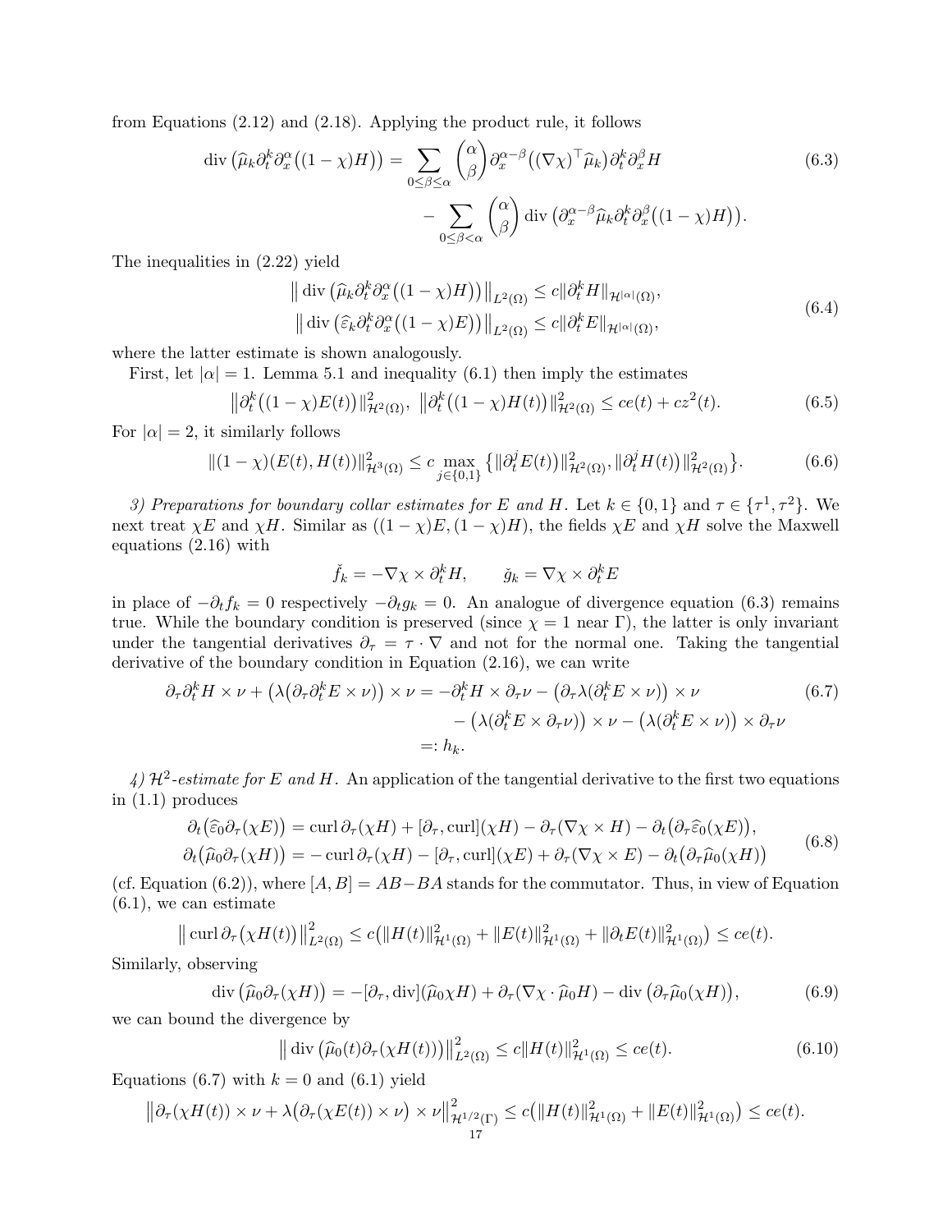from Equations (2.12) and (2.18). Applying the product rule, it follows

$$\operatorname{div}\big(\widehat{\mu}_k \partial_t^k \partial_x^\alpha\big((1-\chi)H\big)\big) = \sum_{0\leq\beta\leq\alpha}\binom{\alpha}{\beta}\partial_x^{\alpha-\beta}\big((\nabla\chi)^\top\widehat{\mu}_k\big)\partial_t^k\partial_x^\beta H \\ - \sum_{0\leq\beta<\alpha}\binom{\alpha}{\beta}\operatorname{div}\big(\partial_x^{\alpha-\beta}\widehat{\mu}_k\partial_t^k\partial_x^\beta\big((1-\chi)H\big)\big). \tag{6.3}$$

The inequalities in (2.22) yield

$$\begin{aligned}\big\|\operatorname{div}\big(\widehat{\mu}_k\partial_t^k\partial_x^\alpha\big((1-\chi)H\big)\big)\big\|_{L^2(\Omega)} &\leq c\|\partial_t^k H\|_{\mathcal{H}^{|\alpha|}(\Omega)},\\ \big\|\operatorname{div}\big(\widehat{\varepsilon}_k\partial_t^k\partial_x^\alpha\big((1-\chi)E\big)\big)\big\|_{L^2(\Omega)} &\leq c\|\partial_t^k E\|_{\mathcal{H}^{|\alpha|}(\Omega)},\end{aligned} \tag{6.4}$$

where the latter estimate is shown analogously.

First, let $|\alpha|=1$. Lemma 5.1 and inequality (6.1) then imply the estimates

$$\big\|\partial_t^k\big((1-\chi)E(t)\big)\|_{\mathcal{H}^2(\Omega)}^2,\ \big\|\partial_t^k\big((1-\chi)H(t)\big)\|_{\mathcal{H}^2(\Omega)}^2 \leq ce(t) + cz^2(t). \tag{6.5}$$

For $|\alpha|=2$, it similarly follows

$$\|(1-\chi)(E(t),H(t))\|_{\mathcal{H}^3(\Omega)}^2 \leq c\max_{j\in\{0,1\}}\big\{\|\partial_t^j E(t)\big)\|_{\mathcal{H}^2(\Omega)}^2, \|\partial_t^j H(t)\big)\|_{\mathcal{H}^2(\Omega)}^2\big\}. \tag{6.6}$$

*3) Preparations for boundary collar estimates for $E$ and $H$.* Let $k\in\{0,1\}$ and $\tau\in\{\tau^1,\tau^2\}$. We next treat $\chi E$ and $\chi H$. Similar as $((1-\chi)E,(1-\chi)H)$, the fields $\chi E$ and $\chi H$ solve the Maxwell equations (2.16) with

$$\check{f}_k = -\nabla\chi\times\partial_t^k H, \qquad \check{g}_k = \nabla\chi\times\partial_t^k E$$

in place of $-\partial_t f_k = 0$ respectively $-\partial_t g_k = 0$. An analogue of divergence equation (6.3) remains true. While the boundary condition is preserved (since $\chi=1$ near $\Gamma$), the latter is only invariant under the tangential derivatives $\partial_\tau = \tau\cdot\nabla$ and not for the normal one. Taking the tangential derivative of the boundary condition in Equation (2.16), we can write

$$\begin{aligned}\partial_\tau\partial_t^k H\times\nu + \big(\lambda\big(\partial_\tau\partial_t^k E\times\nu\big)\big)\times\nu &= -\partial_t^k H\times\partial_\tau\nu - \big(\partial_\tau\lambda(\partial_t^k E\times\nu)\big)\times\nu\\ &\quad - \big(\lambda(\partial_t^k E\times\partial_\tau\nu)\big)\times\nu - \big(\lambda(\partial_t^k E\times\nu)\big)\times\partial_\tau\nu\\ &=: h_k.\end{aligned} \tag{6.7}$$

*4) $\mathcal{H}^2$-estimate for $E$ and $H$.* An application of the tangential derivative to the first two equations in (1.1) produces

$$\begin{aligned}\partial_t\big(\widehat{\varepsilon}_0\partial_\tau(\chi E)\big) &= \operatorname{curl}\partial_\tau(\chi H) + [\partial_\tau,\operatorname{curl}](\chi H) - \partial_\tau(\nabla\chi\times H) - \partial_t\big(\partial_\tau\widehat{\varepsilon}_0(\chi E)\big),\\ \partial_t\big(\widehat{\mu}_0\partial_\tau(\chi H)\big) &= -\operatorname{curl}\partial_\tau(\chi H) - [\partial_\tau,\operatorname{curl}](\chi E) + \partial_\tau(\nabla\chi\times E) - \partial_t\big(\partial_\tau\widehat{\mu}_0(\chi H)\big)\end{aligned} \tag{6.8}$$

(cf. Equation (6.2)), where $[A,B]=AB-BA$ stands for the commutator. Thus, in view of Equation (6.1), we can estimate

$$\big\|\operatorname{curl}\partial_\tau\big(\chi H(t)\big)\big\|_{L^2(\Omega)}^2 \leq c\big(\|H(t)\|_{\mathcal{H}^1(\Omega)}^2 + \|E(t)\|_{\mathcal{H}^1(\Omega)}^2 + \|\partial_t E(t)\|_{\mathcal{H}^1(\Omega)}^2\big) \leq ce(t).$$

Similarly, observing

$$\operatorname{div}\big(\widehat{\mu}_0\partial_\tau(\chi H)\big) = -[\partial_\tau,\operatorname{div}](\widehat{\mu}_0\chi H) + \partial_\tau(\nabla\chi\cdot\widehat{\mu}_0 H) - \operatorname{div}\big(\partial_\tau\widehat{\mu}_0(\chi H)\big), \tag{6.9}$$

we can bound the divergence by

$$\big\|\operatorname{div}\big(\widehat{\mu}_0(t)\partial_\tau(\chi H(t))\big)\big\|_{L^2(\Omega)}^2 \leq c\|H(t)\|_{\mathcal{H}^1(\Omega)}^2 \leq ce(t). \tag{6.10}$$

Equations (6.7) with $k=0$ and (6.1) yield

$$\big\|\partial_\tau(\chi H(t))\times\nu + \lambda\big(\partial_\tau(\chi E(t))\times\nu\big)\times\nu\big\|_{\mathcal{H}^{1/2}(\Gamma)}^2 \leq c\big(\|H(t)\|_{\mathcal{H}^1(\Omega)}^2 + \|E(t)\|_{\mathcal{H}^1(\Omega)}^2\big) \leq ce(t).$$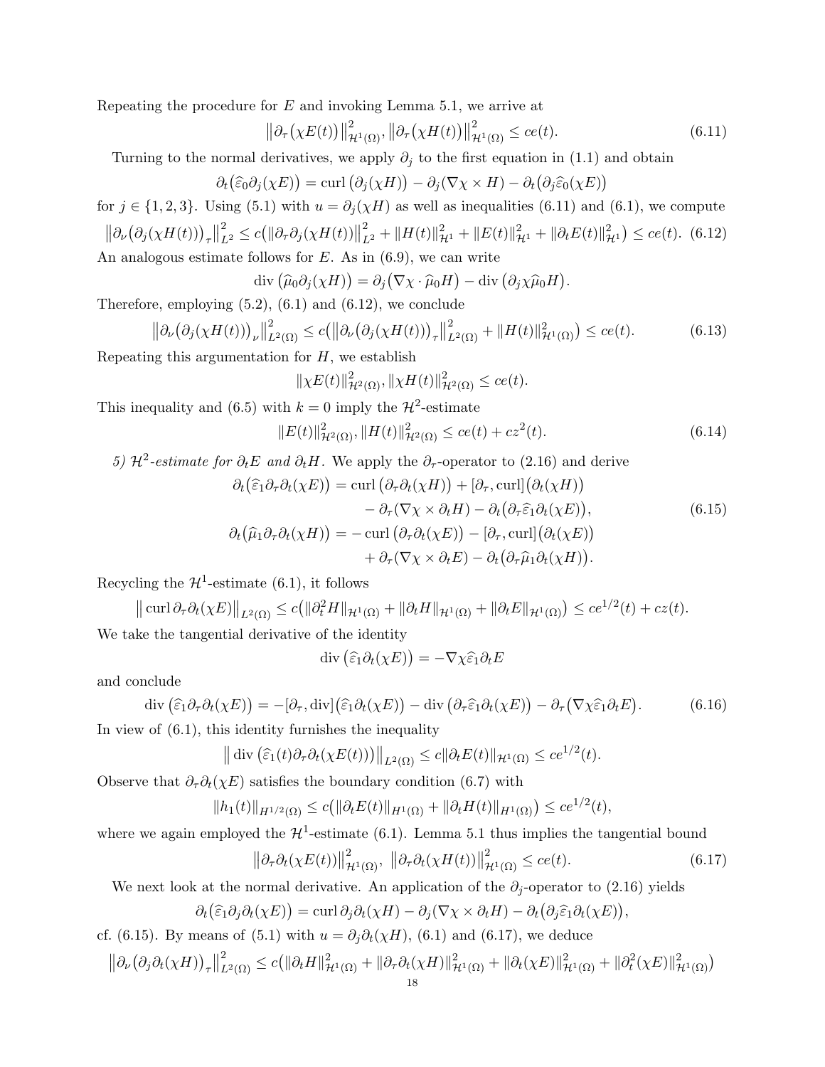Repeating the procedure for $E$ and invoking Lemma 5.1, we arrive at

$$\big\|\partial_\tau\big(\chi E(t)\big)\big\|^2_{\mathcal{H}^1(\Omega)}, \big\|\partial_\tau\big(\chi H(t)\big)\big\|^2_{\mathcal{H}^1(\Omega)} \le ce(t). \tag{6.11}$$

Turning to the normal derivatives, we apply $\partial_j$ to the first equation in (1.1) and obtain

$$\partial_t\big(\widehat{\varepsilon}_0\partial_j(\chi E)\big) = \operatorname{curl}\big(\partial_j(\chi H)\big) - \partial_j(\nabla\chi \times H) - \partial_t\big(\partial_j\widehat{\varepsilon}_0(\chi E)\big)$$

for $j \in \{1,2,3\}$. Using (5.1) with $u = \partial_j(\chi H)$ as well as inequalities (6.11) and (6.1), we compute

$$\big\|\partial_\nu\big(\partial_j(\chi H(t))\big)_\tau\big\|^2_{L^2} \le c\big(\|\partial_\tau\partial_j(\chi H(t))\|^2_{L^2} + \|H(t)\|^2_{\mathcal{H}^1} + \|E(t)\|^2_{\mathcal{H}^1} + \|\partial_t E(t)\|^2_{\mathcal{H}^1}\big) \le ce(t). \tag{6.12}$$

An analogous estimate follows for $E$. As in (6.9), we can write

$$\operatorname{div}\big(\widehat{\mu}_0\partial_j(\chi H)\big) = \partial_j\big(\nabla\chi\cdot\widehat{\mu}_0 H\big) - \operatorname{div}\big(\partial_j\chi\widehat{\mu}_0 H\big).$$

Therefore, employing (5.2), (6.1) and (6.12), we conclude

$$\big\|\partial_\nu\big(\partial_j(\chi H(t))\big)_\nu\big\|^2_{L^2(\Omega)} \le c\big(\big\|\partial_\nu\big(\partial_j(\chi H(t))\big)_\tau\big\|^2_{L^2(\Omega)} + \|H(t)\|^2_{\mathcal{H}^1(\Omega)}\big) \le ce(t). \tag{6.13}$$

Repeating this argumentation for $H$, we establish

$$\|\chi E(t)\|^2_{\mathcal{H}^2(\Omega)}, \|\chi H(t)\|^2_{\mathcal{H}^2(\Omega)} \le ce(t).$$

This inequality and (6.5) with $k=0$ imply the $\mathcal{H}^2$-estimate

$$\|E(t)\|^2_{\mathcal{H}^2(\Omega)}, \|H(t)\|^2_{\mathcal{H}^2(\Omega)} \le ce(t) + cz^2(t). \tag{6.14}$$

*5) $\mathcal{H}^2$-estimate for $\partial_t E$ and $\partial_t H$.* We apply the $\partial_\tau$-operator to (2.16) and derive

$$\begin{aligned}
\partial_t\big(\widehat{\varepsilon}_1\partial_\tau\partial_t(\chi E)\big) &= \operatorname{curl}\big(\partial_\tau\partial_t(\chi H)\big) + [\partial_\tau, \operatorname{curl}]\big(\partial_t(\chi H)\big) \\
&\quad - \partial_\tau(\nabla\chi\times\partial_t H) - \partial_t\big(\partial_\tau\widehat{\varepsilon}_1\partial_t(\chi E)\big), \\
\partial_t\big(\widehat{\mu}_1\partial_\tau\partial_t(\chi H)\big) &= -\operatorname{curl}\big(\partial_\tau\partial_t(\chi E)\big) - [\partial_\tau, \operatorname{curl}]\big(\partial_t(\chi E)\big) \\
&\quad + \partial_\tau(\nabla\chi\times\partial_t E) - \partial_t\big(\partial_\tau\widehat{\mu}_1\partial_t(\chi H)\big).
\end{aligned} \tag{6.15}$$

Recycling the $\mathcal{H}^1$-estimate (6.1), it follows

$$\big\|\operatorname{curl}\partial_\tau\partial_t(\chi E)\big\|_{L^2(\Omega)} \le c\big(\|\partial_t^2 H\|_{\mathcal{H}^1(\Omega)} + \|\partial_t H\|_{\mathcal{H}^1(\Omega)} + \|\partial_t E\|_{\mathcal{H}^1(\Omega)}\big) \le ce^{1/2}(t) + cz(t).$$

We take the tangential derivative of the identity

$$\operatorname{div}\big(\widehat{\varepsilon}_1\partial_t(\chi E)\big) = -\nabla\chi\widehat{\varepsilon}_1\partial_t E$$

and conclude

$$\operatorname{div}\big(\widehat{\varepsilon}_1\partial_\tau\partial_t(\chi E)\big) = -[\partial_\tau, \operatorname{div}]\big(\widehat{\varepsilon}_1\partial_t(\chi E)\big) - \operatorname{div}\big(\partial_\tau\widehat{\varepsilon}_1\partial_t(\chi E)\big) - \partial_\tau\big(\nabla\chi\widehat{\varepsilon}_1\partial_t E\big). \tag{6.16}$$

In view of (6.1), this identity furnishes the inequality

$$\big\|\operatorname{div}\big(\widehat{\varepsilon}_1(t)\partial_\tau\partial_t(\chi E(t))\big)\big\|_{L^2(\Omega)} \le c\|\partial_t E(t)\|_{\mathcal{H}^1(\Omega)} \le ce^{1/2}(t).$$

Observe that $\partial_\tau\partial_t(\chi E)$ satisfies the boundary condition (6.7) with

$$\|h_1(t)\|_{H^{1/2}(\Omega)} \le c\big(\|\partial_t E(t)\|_{H^1(\Omega)} + \|\partial_t H(t)\|_{H^1(\Omega)}\big) \le ce^{1/2}(t),$$

where we again employed the $\mathcal{H}^1$-estimate (6.1). Lemma 5.1 thus implies the tangential bound

$$\big\|\partial_\tau\partial_t(\chi E(t))\big\|^2_{\mathcal{H}^1(\Omega)}, \ \big\|\partial_\tau\partial_t(\chi H(t))\big\|^2_{\mathcal{H}^1(\Omega)} \le ce(t). \tag{6.17}$$

We next look at the normal derivative. An application of the $\partial_j$-operator to (2.16) yields

$$\partial_t\big(\widehat{\varepsilon}_1\partial_j\partial_t(\chi E)\big) = \operatorname{curl}\partial_j\partial_t(\chi H) - \partial_j(\nabla\chi\times\partial_t H) - \partial_t\big(\partial_j\widehat{\varepsilon}_1\partial_t(\chi E)\big),$$

cf. (6.15). By means of (5.1) with $u = \partial_j\partial_t(\chi H)$, (6.1) and (6.17), we deduce

$$\big\|\partial_\nu\big(\partial_j\partial_t(\chi H)\big)_\tau\big\|^2_{L^2(\Omega)} \le c\big(\|\partial_t H\|^2_{\mathcal{H}^1(\Omega)} + \|\partial_\tau\partial_t(\chi H)\|^2_{\mathcal{H}^1(\Omega)} + \|\partial_t(\chi E)\|^2_{\mathcal{H}^1(\Omega)} + \|\partial_t^2(\chi E)\|^2_{\mathcal{H}^1(\Omega)}\big)$$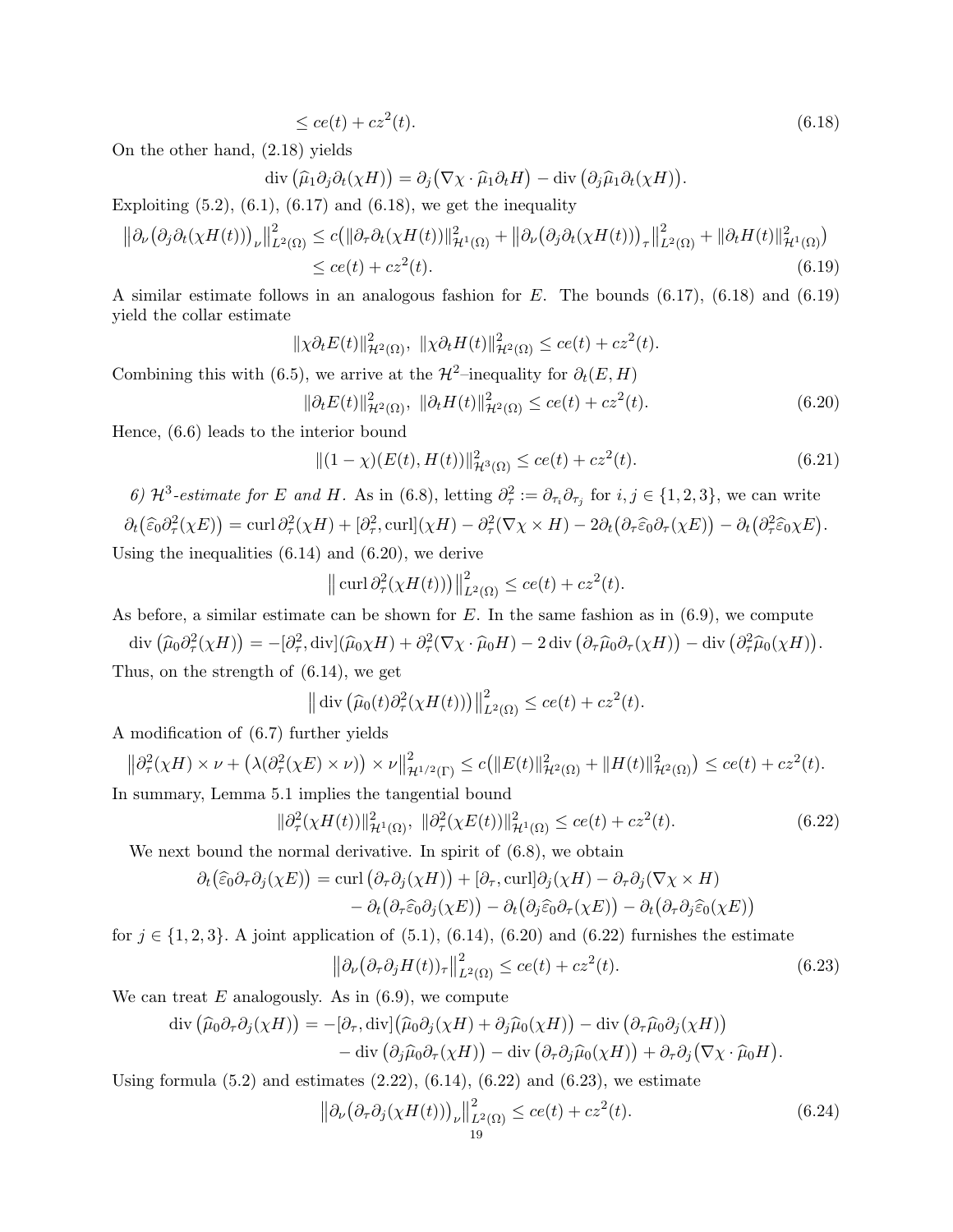$$\leq ce(t) + cz^2(t). \tag{6.18}$$

On the other hand, (2.18) yields

$$\operatorname{div}\big(\widehat{\mu}_1 \partial_j \partial_t(\chi H)\big) = \partial_j\big(\nabla\chi \cdot \widehat{\mu}_1 \partial_t H\big) - \operatorname{div}\big(\partial_j \widehat{\mu}_1 \partial_t(\chi H)\big).$$

Exploiting (5.2), (6.1), (6.17) and (6.18), we get the inequality

$$\begin{aligned}
\big\|\partial_\nu\big(\partial_j \partial_t(\chi H(t))\big)_\nu\big\|^2_{L^2(\Omega)} &\leq c\big(\|\partial_\tau \partial_t(\chi H(t))\|^2_{\mathcal{H}^1(\Omega)} + \big\|\partial_\nu\big(\partial_j \partial_t(\chi H(t))\big)_\tau\big\|^2_{L^2(\Omega)} + \|\partial_t H(t)\|^2_{\mathcal{H}^1(\Omega)}\big) \\
&\leq ce(t) + cz^2(t).
\end{aligned} \tag{6.19}$$

A similar estimate follows in an analogous fashion for $E$. The bounds (6.17), (6.18) and (6.19) yield the collar estimate

$$\|\chi \partial_t E(t)\|^2_{\mathcal{H}^2(\Omega)},\ \|\chi \partial_t H(t)\|^2_{\mathcal{H}^2(\Omega)} \leq ce(t) + cz^2(t).$$

Combining this with (6.5), we arrive at the $\mathcal{H}^2$–inequality for $\partial_t(E,H)$

$$\|\partial_t E(t)\|^2_{\mathcal{H}^2(\Omega)},\ \|\partial_t H(t)\|^2_{\mathcal{H}^2(\Omega)} \leq ce(t) + cz^2(t). \tag{6.20}$$

Hence, (6.6) leads to the interior bound

$$\|(1-\chi)(E(t), H(t))\|^2_{\mathcal{H}^3(\Omega)} \leq ce(t) + cz^2(t). \tag{6.21}$$

*6) $\mathcal{H}^3$-estimate for $E$ and $H$.* As in (6.8), letting $\partial_\tau^2 := \partial_{\tau_i}\partial_{\tau_j}$ for $i,j \in \{1,2,3\}$, we can write

$$\partial_t\big(\widehat{\varepsilon}_0 \partial_\tau^2(\chi E)\big) = \operatorname{curl} \partial_\tau^2(\chi H) + [\partial_\tau^2, \operatorname{curl}](\chi H) - \partial_\tau^2(\nabla\chi \times H) - 2\partial_t\big(\partial_\tau \widehat{\varepsilon}_0 \partial_\tau(\chi E)\big) - \partial_t\big(\partial_\tau^2 \widehat{\varepsilon}_0 \chi E\big).$$

Using the inequalities (6.14) and (6.20), we derive

$$\big\|\operatorname{curl} \partial_\tau^2(\chi H(t))\big\|^2_{L^2(\Omega)} \leq ce(t) + cz^2(t).$$

As before, a similar estimate can be shown for $E$. In the same fashion as in (6.9), we compute

$$\operatorname{div}\big(\widehat{\mu}_0 \partial_\tau^2(\chi H)\big) = -[\partial_\tau^2, \operatorname{div}](\widehat{\mu}_0 \chi H) + \partial_\tau^2(\nabla\chi \cdot \widehat{\mu}_0 H) - 2\operatorname{div}\big(\partial_\tau \widehat{\mu}_0 \partial_\tau(\chi H)\big) - \operatorname{div}\big(\partial_\tau^2 \widehat{\mu}_0(\chi H)\big).$$

Thus, on the strength of (6.14), we get

$$\big\|\operatorname{div}\big(\widehat{\mu}_0(t) \partial_\tau^2(\chi H(t))\big)\big\|^2_{L^2(\Omega)} \leq ce(t) + cz^2(t).$$

A modification of (6.7) further yields

$$\big\|\partial_\tau^2(\chi H) \times \nu + \big(\lambda(\partial_\tau^2(\chi E) \times \nu)\big) \times \nu\big\|^2_{\mathcal{H}^{1/2}(\Gamma)} \leq c\big(\|E(t)\|^2_{\mathcal{H}^2(\Omega)} + \|H(t)\|^2_{\mathcal{H}^2(\Omega)}\big) \leq ce(t) + cz^2(t).$$

In summary, Lemma 5.1 implies the tangential bound

$$\|\partial_\tau^2(\chi H(t))\|^2_{\mathcal{H}^1(\Omega)},\ \|\partial_\tau^2(\chi E(t))\|^2_{\mathcal{H}^1(\Omega)} \leq ce(t) + cz^2(t). \tag{6.22}$$

We next bound the normal derivative. In spirit of (6.8), we obtain

$$\begin{aligned}
\partial_t\big(\widehat{\varepsilon}_0 \partial_\tau \partial_j(\chi E)\big) &= \operatorname{curl}\big(\partial_\tau \partial_j(\chi H)\big) + [\partial_\tau, \operatorname{curl}]\partial_j(\chi H) - \partial_\tau \partial_j(\nabla\chi \times H) \\
&\quad - \partial_t\big(\partial_\tau \widehat{\varepsilon}_0 \partial_j(\chi E)\big) - \partial_t\big(\partial_j \widehat{\varepsilon}_0 \partial_\tau(\chi E)\big) - \partial_t\big(\partial_\tau \partial_j \widehat{\varepsilon}_0(\chi E)\big)
\end{aligned}$$

for $j \in \{1,2,3\}$. A joint application of (5.1), (6.14), (6.20) and (6.22) furnishes the estimate

$$\big\|\partial_\nu\big(\partial_\tau \partial_j H(t)\big)_\tau\big\|^2_{L^2(\Omega)} \leq ce(t) + cz^2(t). \tag{6.23}$$

We can treat $E$ analogously. As in (6.9), we compute

$$\begin{aligned}
\operatorname{div}\big(\widehat{\mu}_0 \partial_\tau \partial_j(\chi H)\big) &= -[\partial_\tau, \operatorname{div}]\big(\widehat{\mu}_0 \partial_j(\chi H) + \partial_j \widehat{\mu}_0(\chi H)\big) - \operatorname{div}\big(\partial_\tau \widehat{\mu}_0 \partial_j(\chi H)\big) \\
&\quad - \operatorname{div}\big(\partial_j \widehat{\mu}_0 \partial_\tau(\chi H)\big) - \operatorname{div}\big(\partial_\tau \partial_j \widehat{\mu}_0(\chi H)\big) + \partial_\tau \partial_j\big(\nabla\chi \cdot \widehat{\mu}_0 H\big).
\end{aligned}$$

Using formula (5.2) and estimates (2.22), (6.14), (6.22) and (6.23), we estimate

$$\big\|\partial_\nu\big(\partial_\tau \partial_j(\chi H(t))\big)_\nu\big\|^2_{L^2(\Omega)} \leq ce(t) + cz^2(t). \tag{6.24}$$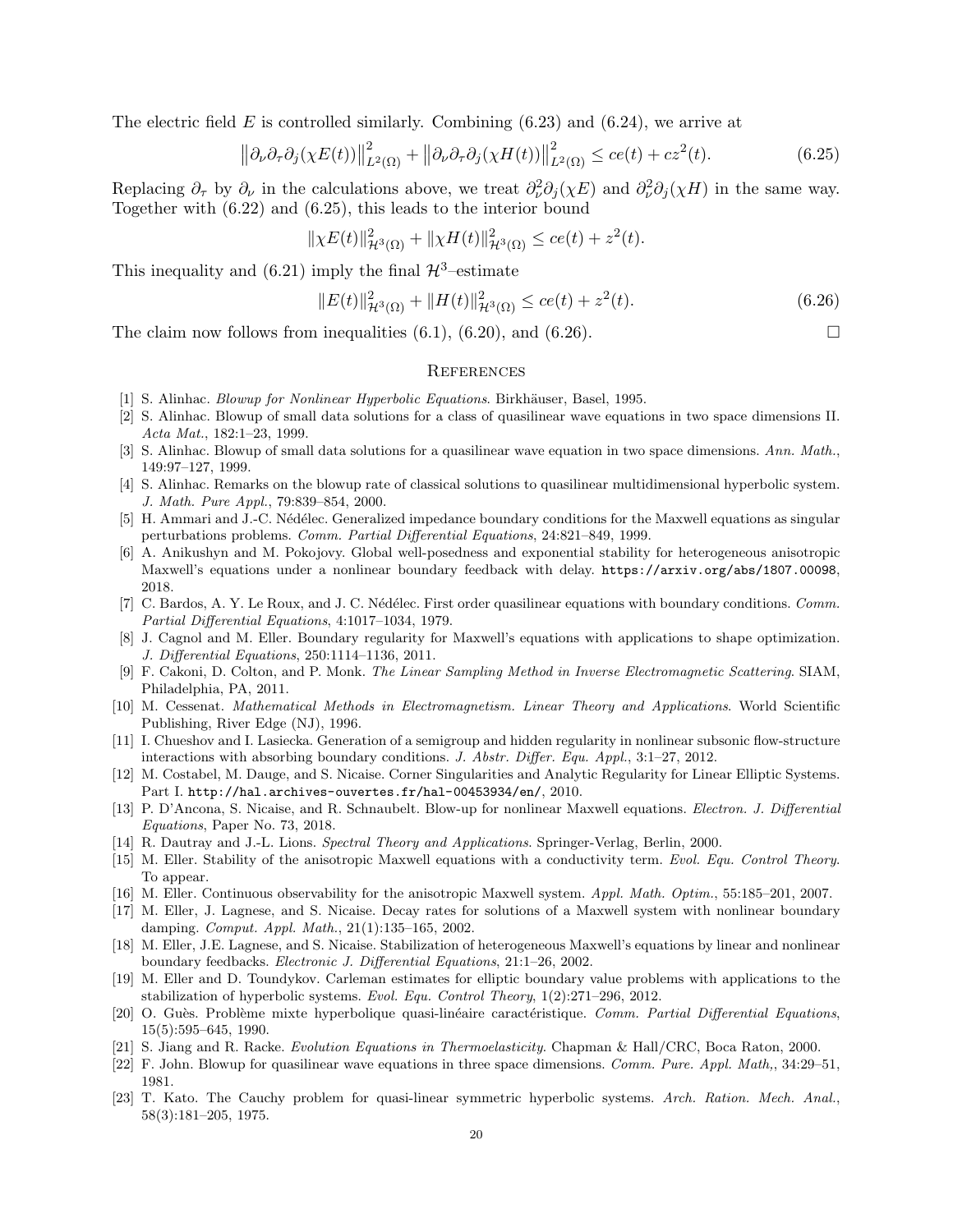The electric field $E$ is controlled similarly. Combining (6.23) and (6.24), we arrive at

$$\left\|\partial_\nu\partial_\tau\partial_j(\chi E(t))\right\|^2_{L^2(\Omega)} + \left\|\partial_\nu\partial_\tau\partial_j(\chi H(t))\right\|^2_{L^2(\Omega)} \leq ce(t) + cz^2(t). \tag{6.25}$$

Replacing $\partial_\tau$ by $\partial_\nu$ in the calculations above, we treat $\partial_\nu^2\partial_j(\chi E)$ and $\partial_\nu^2\partial_j(\chi H)$ in the same way. Together with (6.22) and (6.25), this leads to the interior bound

$$\|\chi E(t)\|^2_{\mathcal{H}^3(\Omega)} + \|\chi H(t)\|^2_{\mathcal{H}^3(\Omega)} \leq ce(t) + z^2(t).$$

This inequality and (6.21) imply the final $\mathcal{H}^3$–estimate

$$\|E(t)\|^2_{\mathcal{H}^3(\Omega)} + \|H(t)\|^2_{\mathcal{H}^3(\Omega)} \leq ce(t) + z^2(t). \tag{6.26}$$

The claim now follows from inequalities (6.1), (6.20), and (6.26). □

## References

[1] S. Alinhac. *Blowup for Nonlinear Hyperbolic Equations*. Birkhäuser, Basel, 1995.

[2] S. Alinhac. Blowup of small data solutions for a class of quasilinear wave equations in two space dimensions II. *Acta Mat.*, 182:1–23, 1999.

[3] S. Alinhac. Blowup of small data solutions for a quasilinear wave equation in two space dimensions. *Ann. Math.*, 149:97–127, 1999.

[4] S. Alinhac. Remarks on the blowup rate of classical solutions to quasilinear multidimensional hyperbolic system. *J. Math. Pure Appl.*, 79:839–854, 2000.

[5] H. Ammari and J.-C. Nédélec. Generalized impedance boundary conditions for the Maxwell equations as singular perturbations problems. *Comm. Partial Differential Equations*, 24:821–849, 1999.

[6] A. Anikushyn and M. Pokojovy. Global well-posedness and exponential stability for heterogeneous anisotropic Maxwell's equations under a nonlinear boundary feedback with delay. `https://arxiv.org/abs/1807.00098`, 2018.

[7] C. Bardos, A. Y. Le Roux, and J. C. Nédélec. First order quasilinear equations with boundary conditions. *Comm. Partial Differential Equations*, 4:1017–1034, 1979.

[8] J. Cagnol and M. Eller. Boundary regularity for Maxwell's equations with applications to shape optimization. *J. Differential Equations*, 250:1114–1136, 2011.

[9] F. Cakoni, D. Colton, and P. Monk. *The Linear Sampling Method in Inverse Electromagnetic Scattering*. SIAM, Philadelphia, PA, 2011.

[10] M. Cessenat. *Mathematical Methods in Electromagnetism. Linear Theory and Applications*. World Scientific Publishing, River Edge (NJ), 1996.

[11] I. Chueshov and I. Lasiecka. Generation of a semigroup and hidden regularity in nonlinear subsonic flow-structure interactions with absorbing boundary conditions. *J. Abstr. Differ. Equ. Appl.*, 3:1–27, 2012.

[12] M. Costabel, M. Dauge, and S. Nicaise. Corner Singularities and Analytic Regularity for Linear Elliptic Systems. Part I. `http://hal.archives-ouvertes.fr/hal-00453934/en/`, 2010.

[13] P. D'Ancona, S. Nicaise, and R. Schnaubelt. Blow-up for nonlinear Maxwell equations. *Electron. J. Differential Equations*, Paper No. 73, 2018.

[14] R. Dautray and J.-L. Lions. *Spectral Theory and Applications*. Springer-Verlag, Berlin, 2000.

[15] M. Eller. Stability of the anisotropic Maxwell equations with a conductivity term. *Evol. Equ. Control Theory*. To appear.

[16] M. Eller. Continuous observability for the anisotropic Maxwell system. *Appl. Math. Optim.*, 55:185–201, 2007.

[17] M. Eller, J. Lagnese, and S. Nicaise. Decay rates for solutions of a Maxwell system with nonlinear boundary damping. *Comput. Appl. Math.*, 21(1):135–165, 2002.

[18] M. Eller, J.E. Lagnese, and S. Nicaise. Stabilization of heterogeneous Maxwell's equations by linear and nonlinear boundary feedbacks. *Electronic J. Differential Equations*, 21:1–26, 2002.

[19] M. Eller and D. Toundykov. Carleman estimates for elliptic boundary value problems with applications to the stabilization of hyperbolic systems. *Evol. Equ. Control Theory*, 1(2):271–296, 2012.

[20] O. Guès. Problème mixte hyperbolique quasi-linéaire caractéristique. *Comm. Partial Differential Equations*, 15(5):595–645, 1990.

[21] S. Jiang and R. Racke. *Evolution Equations in Thermoelasticity*. Chapman & Hall/CRC, Boca Raton, 2000.

[22] F. John. Blowup for quasilinear wave equations in three space dimensions. *Comm. Pure. Appl. Math,*, 34:29–51, 1981.

[23] T. Kato. The Cauchy problem for quasi-linear symmetric hyperbolic systems. *Arch. Ration. Mech. Anal.*, 58(3):181–205, 1975.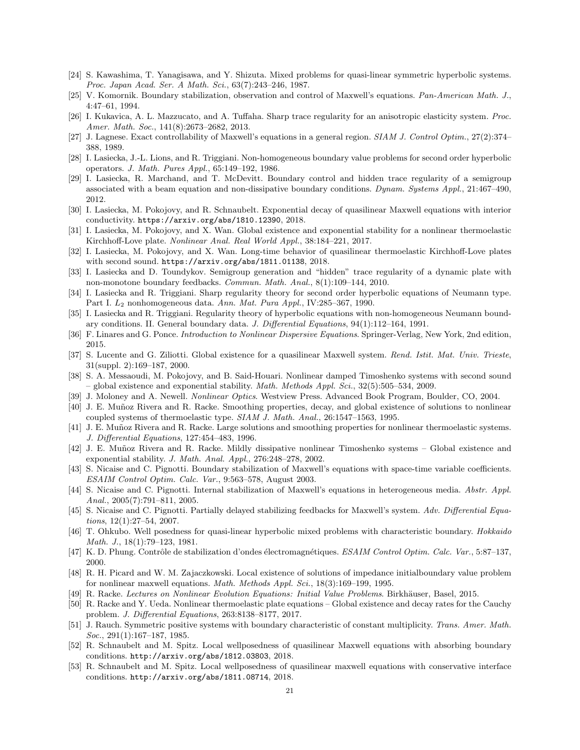[24] S. Kawashima, T. Yanagisawa, and Y. Shizuta. Mixed problems for quasi-linear symmetric hyperbolic systems. *Proc. Japan Acad. Ser. A Math. Sci.*, 63(7):243–246, 1987.

[25] V. Komornik. Boundary stabilization, observation and control of Maxwell's equations. *Pan-American Math. J.*, 4:47–61, 1994.

[26] I. Kukavica, A. L. Mazzucato, and A. Tuffaha. Sharp trace regularity for an anisotropic elasticity system. *Proc. Amer. Math. Soc.*, 141(8):2673–2682, 2013.

[27] J. Lagnese. Exact controllability of Maxwell's equations in a general region. *SIAM J. Control Optim.*, 27(2):374–388, 1989.

[28] I. Lasiecka, J.-L. Lions, and R. Triggiani. Non-homogeneous boundary value problems for second order hyperbolic operators. *J. Math. Pures Appl.*, 65:149–192, 1986.

[29] I. Lasiecka, R. Marchand, and T. McDevitt. Boundary control and hidden trace regularity of a semigroup associated with a beam equation and non-dissipative boundary conditions. *Dynam. Systems Appl.*, 21:467–490, 2012.

[30] I. Lasiecka, M. Pokojovy, and R. Schnaubelt. Exponential decay of quasilinear Maxwell equations with interior conductivity. https://arxiv.org/abs/1810.12390, 2018.

[31] I. Lasiecka, M. Pokojovy, and X. Wan. Global existence and exponential stability for a nonlinear thermoelastic Kirchhoff-Love plate. *Nonlinear Anal. Real World Appl.*, 38:184–221, 2017.

[32] I. Lasiecka, M. Pokojovy, and X. Wan. Long-time behavior of quasilinear thermoelastic Kirchhoff-Love plates with second sound. https://arxiv.org/abs/1811.01138, 2018.

[33] I. Lasiecka and D. Toundykov. Semigroup generation and "hidden" trace regularity of a dynamic plate with non-monotone boundary feedbacks. *Commun. Math. Anal.*, 8(1):109–144, 2010.

[34] I. Lasiecka and R. Triggiani. Sharp regularity theory for second order hyperbolic equations of Neumann type. Part I. $L_2$ nonhomogeneous data. *Ann. Mat. Pura Appl.*, IV:285–367, 1990.

[35] I. Lasiecka and R. Triggiani. Regularity theory of hyperbolic equations with non-homogeneous Neumann boundary conditions. II. General boundary data. *J. Differential Equations*, 94(1):112–164, 1991.

[36] F. Linares and G. Ponce. *Introduction to Nonlinear Dispersive Equations*. Springer-Verlag, New York, 2nd edition, 2015.

[37] S. Lucente and G. Ziliotti. Global existence for a quasilinear Maxwell system. *Rend. Istit. Mat. Univ. Trieste*, 31(suppl. 2):169–187, 2000.

[38] S. A. Messaoudi, M. Pokojovy, and B. Said-Houari. Nonlinear damped Timoshenko systems with second sound – global existence and exponential stability. *Math. Methods Appl. Sci.*, 32(5):505–534, 2009.

[39] J. Moloney and A. Newell. *Nonlinear Optics*. Westview Press. Advanced Book Program, Boulder, CO, 2004.

[40] J. E. Muñoz Rivera and R. Racke. Smoothing properties, decay, and global existence of solutions to nonlinear coupled systems of thermoelastic type. *SIAM J. Math. Anal.*, 26:1547–1563, 1995.

[41] J. E. Muñoz Rivera and R. Racke. Large solutions and smoothing properties for nonlinear thermoelastic systems. *J. Differential Equations*, 127:454–483, 1996.

[42] J. E. Muñoz Rivera and R. Racke. Mildly dissipative nonlinear Timoshenko systems – Global existence and exponential stability. *J. Math. Anal. Appl.*, 276:248–278, 2002.

[43] S. Nicaise and C. Pignotti. Boundary stabilization of Maxwell's equations with space-time variable coefficients. *ESAIM Control Optim. Calc. Var.*, 9:563–578, August 2003.

[44] S. Nicaise and C. Pignotti. Internal stabilization of Maxwell's equations in heterogeneous media. *Abstr. Appl. Anal.*, 2005(7):791–811, 2005.

[45] S. Nicaise and C. Pignotti. Partially delayed stabilizing feedbacks for Maxwell's system. *Adv. Differential Equations*, 12(1):27–54, 2007.

[46] T. Ohkubo. Well posedness for quasi-linear hyperbolic mixed problems with characteristic boundary. *Hokkaido Math. J.*, 18(1):79–123, 1981.

[47] K. D. Phung. Contrôle de stabilization d'ondes électromagnétiques. *ESAIM Control Optim. Calc. Var.*, 5:87–137, 2000.

[48] R. H. Picard and W. M. Zajaczkowski. Local existence of solutions of impedance initialboundary value problem for nonlinear maxwell equations. *Math. Methods Appl. Sci.*, 18(3):169–199, 1995.

[49] R. Racke. *Lectures on Nonlinear Evolution Equations: Initial Value Problems*. Birkhäuser, Basel, 2015.

[50] R. Racke and Y. Ueda. Nonlinear thermoelastic plate equations – Global existence and decay rates for the Cauchy problem. *J. Differential Equations*, 263:8138–8177, 2017.

[51] J. Rauch. Symmetric positive systems with boundary characteristic of constant multiplicity. *Trans. Amer. Math. Soc.*, 291(1):167–187, 1985.

[52] R. Schnaubelt and M. Spitz. Local wellposedness of quasilinear Maxwell equations with absorbing boundary conditions. http://arxiv.org/abs/1812.03803, 2018.

[53] R. Schnaubelt and M. Spitz. Local wellposedness of quasilinear maxwell equations with conservative interface conditions. http://arxiv.org/abs/1811.08714, 2018.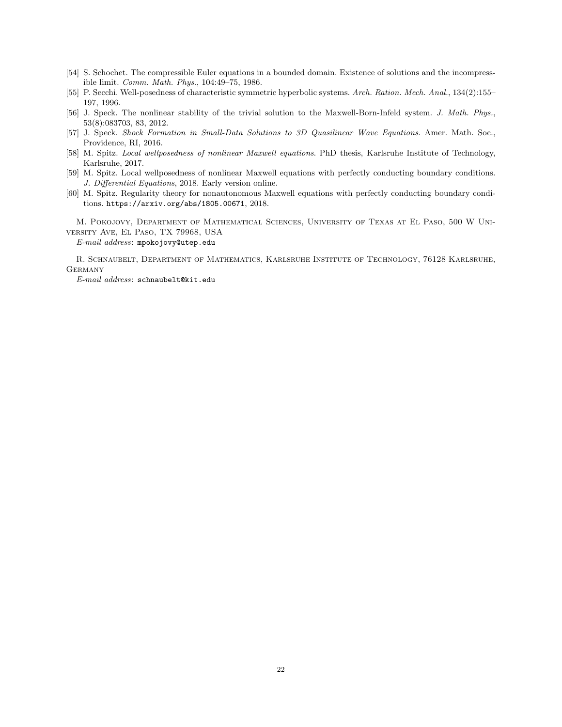[54] S. Schochet. The compressible Euler equations in a bounded domain. Existence of solutions and the incompressible limit. *Comm. Math. Phys.*, 104:49–75, 1986.

[55] P. Secchi. Well-posedness of characteristic symmetric hyperbolic systems. *Arch. Ration. Mech. Anal.*, 134(2):155–197, 1996.

[56] J. Speck. The nonlinear stability of the trivial solution to the Maxwell-Born-Infeld system. *J. Math. Phys.*, 53(8):083703, 83, 2012.

[57] J. Speck. *Shock Formation in Small-Data Solutions to 3D Quasilinear Wave Equations*. Amer. Math. Soc., Providence, RI, 2016.

[58] M. Spitz. *Local wellposedness of nonlinear Maxwell equations*. PhD thesis, Karlsruhe Institute of Technology, Karlsruhe, 2017.

[59] M. Spitz. Local wellposedness of nonlinear Maxwell equations with perfectly conducting boundary conditions. *J. Differential Equations*, 2018. Early version online.

[60] M. Spitz. Regularity theory for nonautonomous Maxwell equations with perfectly conducting boundary conditions. `https://arxiv.org/abs/1805.00671`, 2018.

M. Pokojovy, Department of Mathematical Sciences, University of Texas at El Paso, 500 W University Ave, El Paso, TX 79968, USA
*E-mail address*: `mpokojovy@utep.edu`

R. Schnaubelt, Department of Mathematics, Karlsruhe Institute of Technology, 76128 Karlsruhe, Germany
*E-mail address*: `schnaubelt@kit.edu`